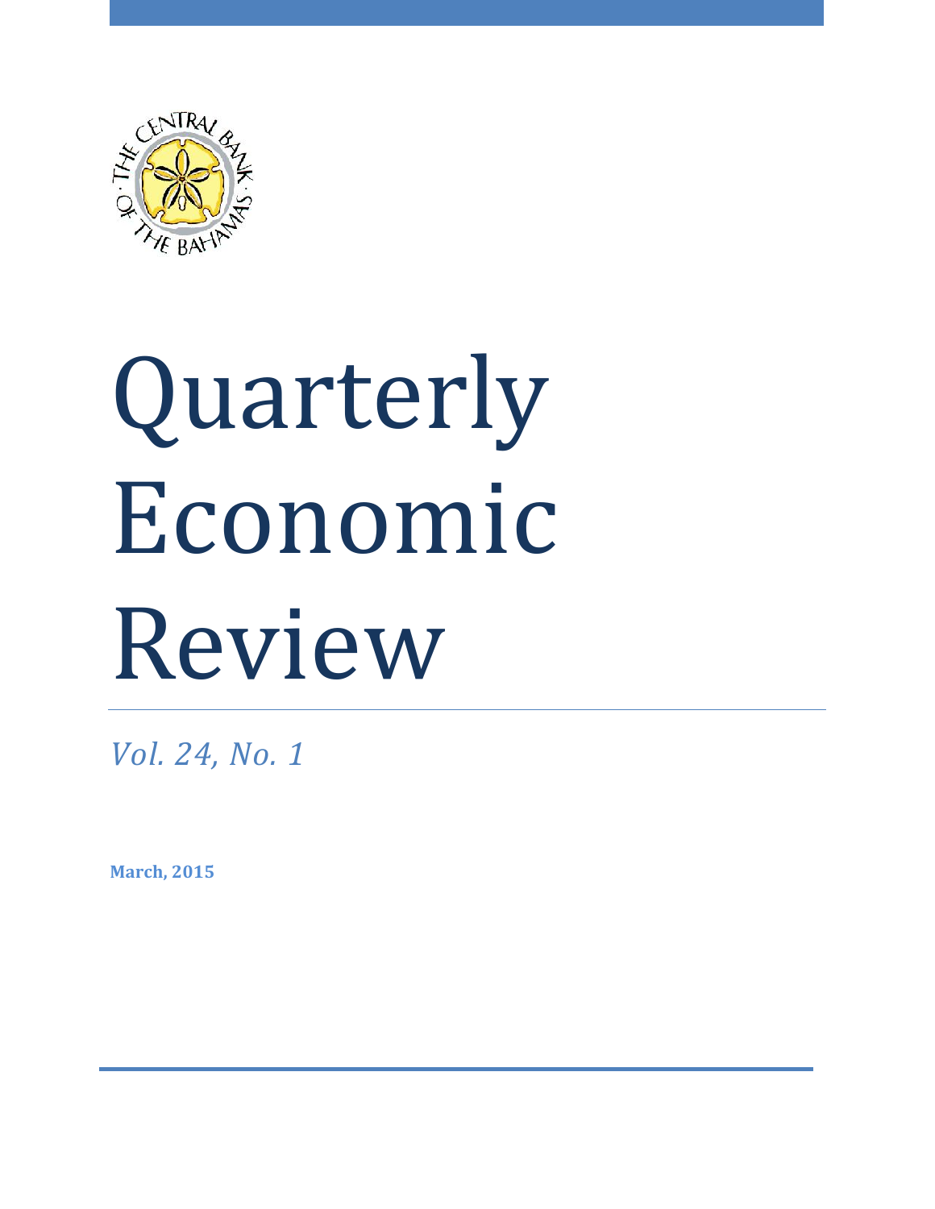# Quarterly Economic Review

*Vol. 24, No. 1*

**March, 2015**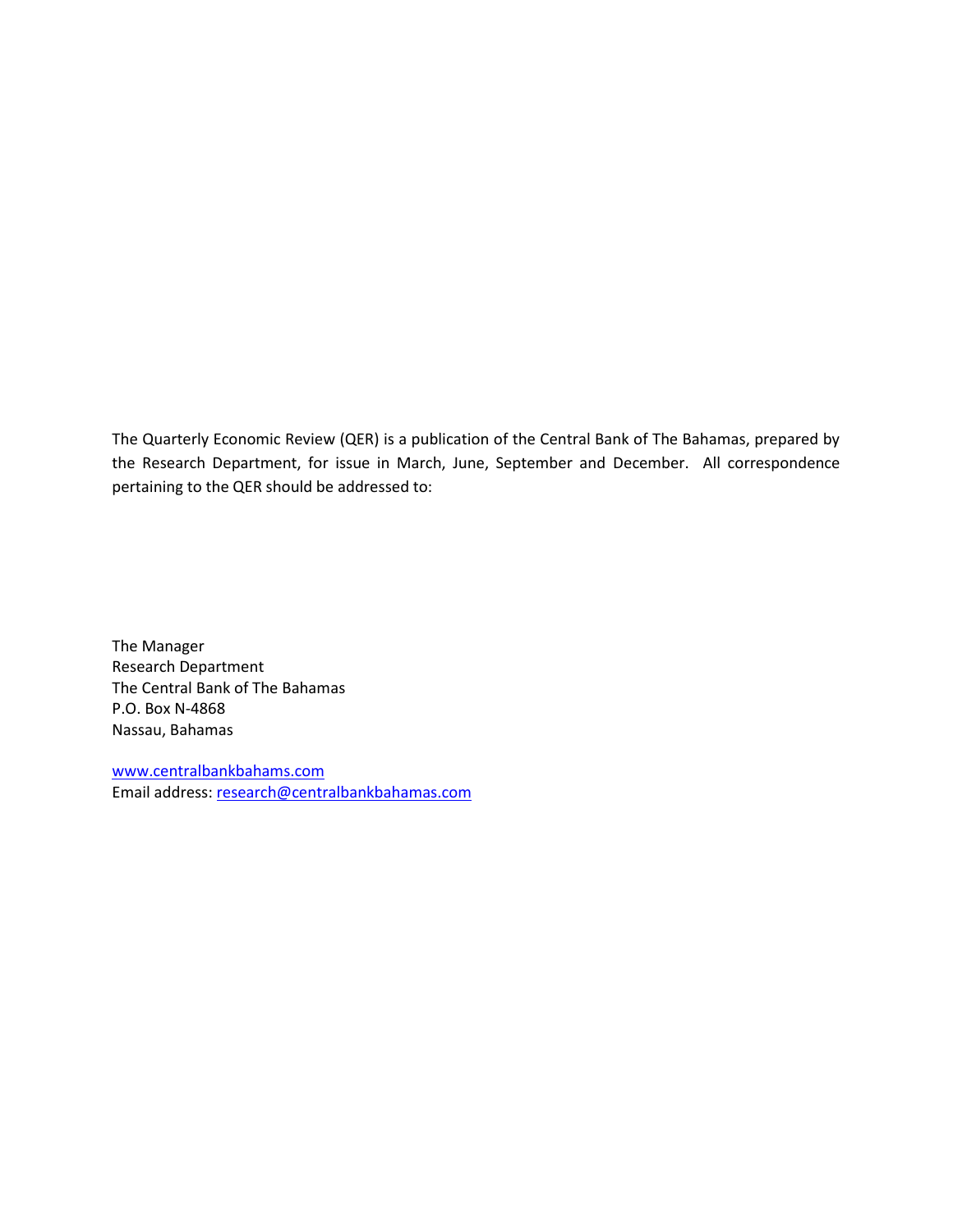The Quarterly Economic Review (QER) is a publication of the Central Bank of The Bahamas, prepared by the Research Department, for issue in March, June, September and December. All correspondence pertaining to the QER should be addressed to:

The Manager  
Research Department  
The Central Bank of The Bahamas  
P.O. Box N-4868  
Nassau, Bahamas

www.centralbankbahams.com  
Email address: research@centralbankbahamas.com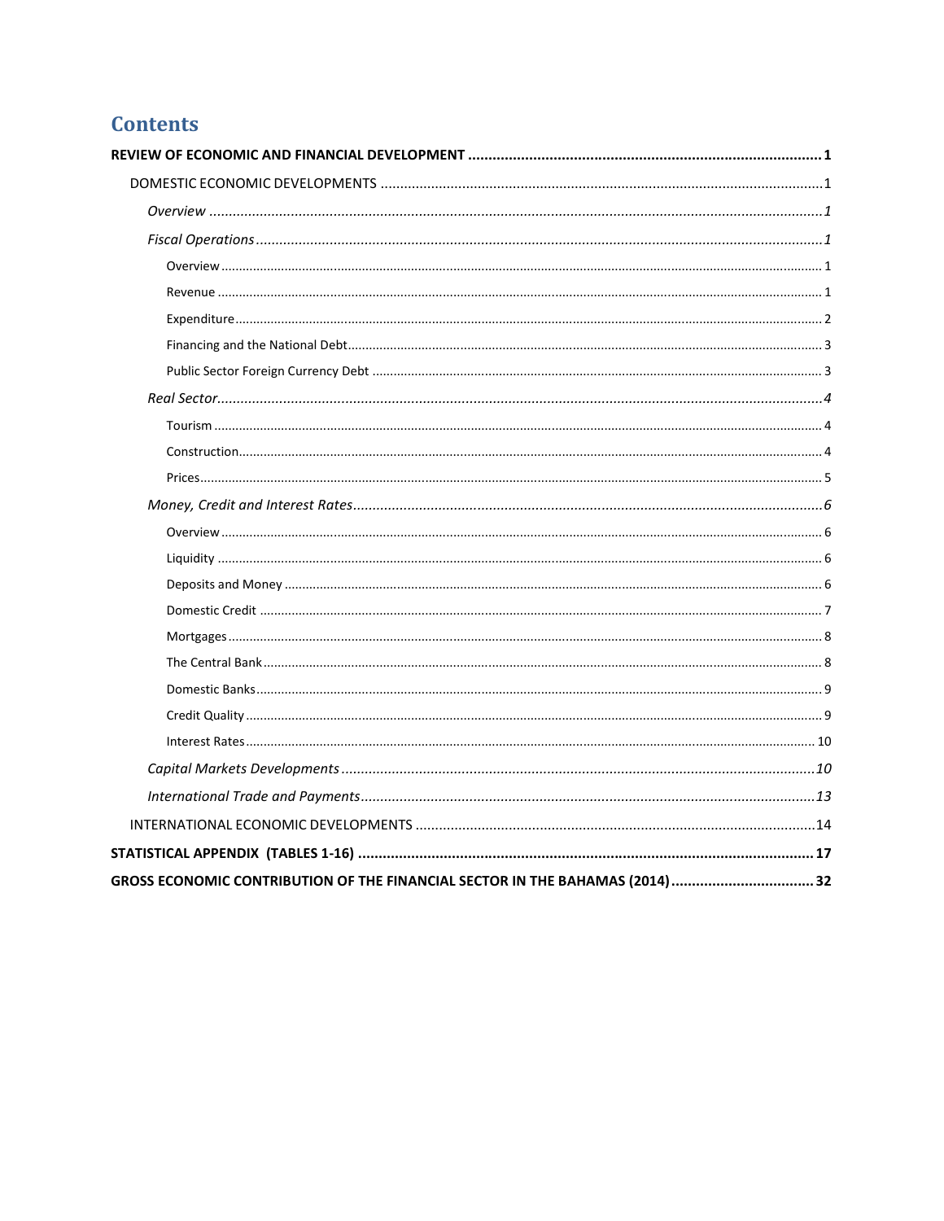# Contents

**REVIEW OF ECONOMIC AND FINANCIAL DEVELOPMENT** ..... **1**

- DOMESTIC ECONOMIC DEVELOPMENTS ..... 1
  - *Overview* ..... *1*
  - *Fiscal Operations* ..... *1*
    - Overview ..... 1
    - Revenue ..... 1
    - Expenditure ..... 2
    - Financing and the National Debt ..... 3
    - Public Sector Foreign Currency Debt ..... 3
  - *Real Sector* ..... *4*
    - Tourism ..... 4
    - Construction ..... 4
    - Prices ..... 5
  - *Money, Credit and Interest Rates* ..... *6*
    - Overview ..... 6
    - Liquidity ..... 6
    - Deposits and Money ..... 6
    - Domestic Credit ..... 7
    - Mortgages ..... 8
    - The Central Bank ..... 8
    - Domestic Banks ..... 9
    - Credit Quality ..... 9
    - Interest Rates ..... 10
  - *Capital Markets Developments* ..... *10*
  - *International Trade and Payments* ..... *13*
- INTERNATIONAL ECONOMIC DEVELOPMENTS ..... 14

**STATISTICAL APPENDIX (TABLES 1-16)** ..... **17**

**GROSS ECONOMIC CONTRIBUTION OF THE FINANCIAL SECTOR IN THE BAHAMAS (2014)** ..... **32**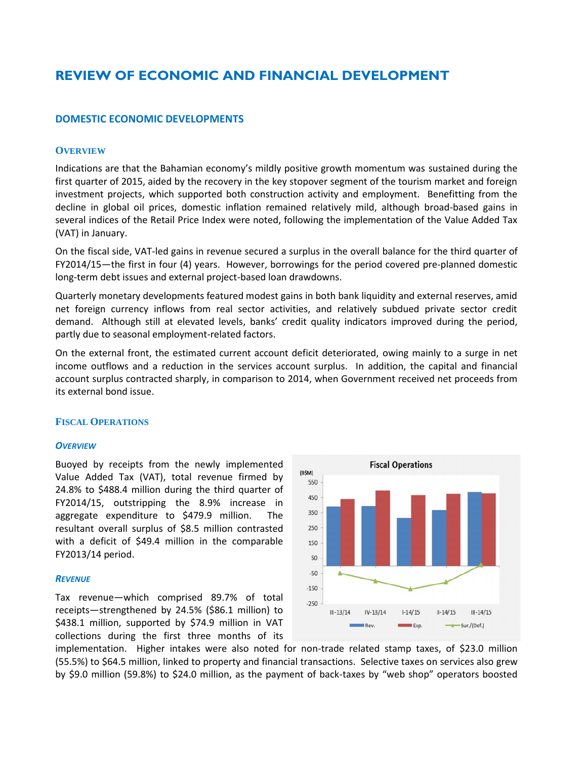# REVIEW OF ECONOMIC AND FINANCIAL DEVELOPMENT

## DOMESTIC ECONOMIC DEVELOPMENTS

### OVERVIEW

Indications are that the Bahamian economy's mildly positive growth momentum was sustained during the first quarter of 2015, aided by the recovery in the key stopover segment of the tourism market and foreign investment projects, which supported both construction activity and employment. Benefitting from the decline in global oil prices, domestic inflation remained relatively mild, although broad-based gains in several indices of the Retail Price Index were noted, following the implementation of the Value Added Tax (VAT) in January.

On the fiscal side, VAT-led gains in revenue secured a surplus in the overall balance for the third quarter of FY2014/15—the first in four (4) years. However, borrowings for the period covered pre-planned domestic long-term debt issues and external project-based loan drawdowns.

Quarterly monetary developments featured modest gains in both bank liquidity and external reserves, amid net foreign currency inflows from real sector activities, and relatively subdued private sector credit demand. Although still at elevated levels, banks' credit quality indicators improved during the period, partly due to seasonal employment-related factors.

On the external front, the estimated current account deficit deteriorated, owing mainly to a surge in net income outflows and a reduction in the services account surplus. In addition, the capital and financial account surplus contracted sharply, in comparison to 2014, when Government received net proceeds from its external bond issue.

### FISCAL OPERATIONS

#### *OVERVIEW*

Buoyed by receipts from the newly implemented Value Added Tax (VAT), total revenue firmed by 24.8% to $488.4 million during the third quarter of FY2014/15, outstripping the 8.9% increase in aggregate expenditure to $479.9 million. The resultant overall surplus of $8.5 million contrasted with a deficit of $49.4 million in the comparable FY2013/14 period.

#### *REVENUE*

Tax revenue—which comprised 89.7% of total receipts—strengthened by 24.5% ($86.1 million) to $438.1 million, supported by $74.9 million in VAT collections during the first three months of its implementation. Higher intakes were also noted for non-trade related stamp taxes, of $23.0 million (55.5%) to $64.5 million, linked to property and financial transactions. Selective taxes on services also grew by $9.0 million (59.8%) to $24.0 million, as the payment of back-taxes by "web shop" operators boosted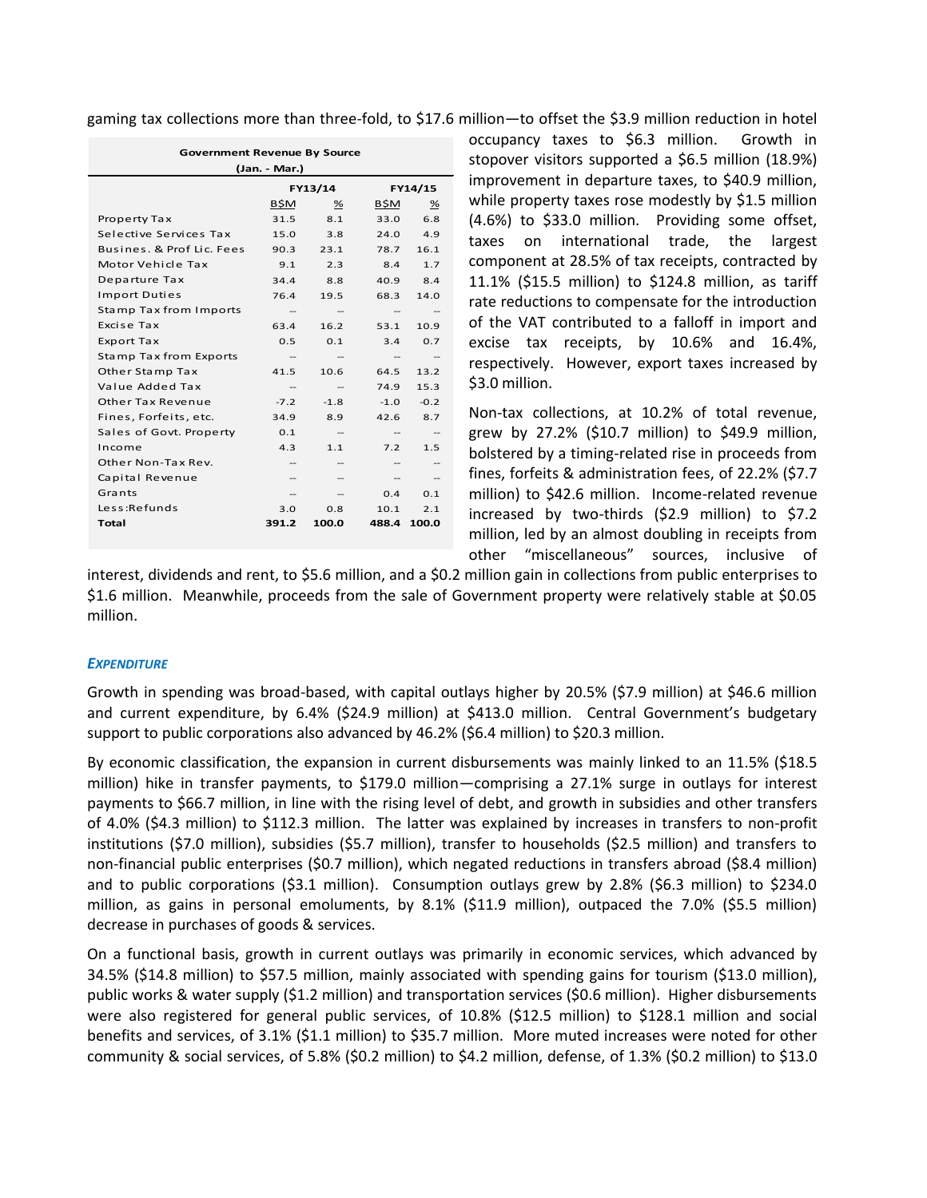gaming tax collections more than three-fold, to $17.6 million—to offset the $3.9 million reduction in hotel occupancy taxes to $6.3 million. Growth in stopover visitors supported a $6.5 million (18.9%) improvement in departure taxes, to $40.9 million, while property taxes rose modestly by $1.5 million (4.6%) to $33.0 million. Providing some offset, taxes on international trade, the largest component at 28.5% of tax receipts, contracted by 11.1% ($15.5 million) to $124.8 million, as tariff rate reductions to compensate for the introduction of the VAT contributed to a falloff in import and excise tax receipts, by 10.6% and 16.4%, respectively. However, export taxes increased by $3.0 million.

**Government Revenue By Source (Jan. - Mar.)**

| | FY13/14 | | FY14/15 | |
|---|---|---|---|---|
| | B$M | % | B$M | % |
| Property Tax | 31.5 | 8.1 | 33.0 | 6.8 |
| Selective Services Tax | 15.0 | 3.8 | 24.0 | 4.9 |
| Busines. & Prof Lic. Fees | 90.3 | 23.1 | 78.7 | 16.1 |
| Motor Vehicle Tax | 9.1 | 2.3 | 8.4 | 1.7 |
| Departure Tax | 34.4 | 8.8 | 40.9 | 8.4 |
| Import Duties | 76.4 | 19.5 | 68.3 | 14.0 |
| Stamp Tax from Imports | -- | -- | -- | -- |
| Excise Tax | 63.4 | 16.2 | 53.1 | 10.9 |
| Export Tax | 0.5 | 0.1 | 3.4 | 0.7 |
| Stamp Tax from Exports | -- | -- | -- | -- |
| Other Stamp Tax | 41.5 | 10.6 | 64.5 | 13.2 |
| Value Added Tax | -- | -- | 74.9 | 15.3 |
| Other Tax Revenue | -7.2 | -1.8 | -1.0 | -0.2 |
| Fines, Forfeits, etc. | 34.9 | 8.9 | 42.6 | 8.7 |
| Sales of Govt. Property | 0.1 | -- | -- | -- |
| Income | 4.3 | 1.1 | 7.2 | 1.5 |
| Other Non-Tax Rev. | -- | -- | -- | -- |
| Capital Revenue | -- | -- | -- | -- |
| Grants | -- | -- | 0.4 | 0.1 |
| Less:Refunds | 3.0 | 0.8 | 10.1 | 2.1 |
| **Total** | **391.2** | **100.0** | **488.4** | **100.0** |

Non-tax collections, at 10.2% of total revenue, grew by 27.2% ($10.7 million) to $49.9 million, bolstered by a timing-related rise in proceeds from fines, forfeits & administration fees, of 22.2% ($7.7 million) to $42.6 million. Income-related revenue increased by two-thirds ($2.9 million) to $7.2 million, led by an almost doubling in receipts from other "miscellaneous" sources, inclusive of interest, dividends and rent, to $5.6 million, and a $0.2 million gain in collections from public enterprises to $1.6 million. Meanwhile, proceeds from the sale of Government property were relatively stable at $0.05 million.

### *EXPENDITURE*

Growth in spending was broad-based, with capital outlays higher by 20.5% ($7.9 million) at $46.6 million and current expenditure, by 6.4% ($24.9 million) at $413.0 million. Central Government's budgetary support to public corporations also advanced by 46.2% ($6.4 million) to $20.3 million.

By economic classification, the expansion in current disbursements was mainly linked to an 11.5% ($18.5 million) hike in transfer payments, to $179.0 million—comprising a 27.1% surge in outlays for interest payments to $66.7 million, in line with the rising level of debt, and growth in subsidies and other transfers of 4.0% ($4.3 million) to $112.3 million. The latter was explained by increases in transfers to non-profit institutions ($7.0 million), subsidies ($5.7 million), transfer to households ($2.5 million) and transfers to non-financial public enterprises ($0.7 million), which negated reductions in transfers abroad ($8.4 million) and to public corporations ($3.1 million). Consumption outlays grew by 2.8% ($6.3 million) to $234.0 million, as gains in personal emoluments, by 8.1% ($11.9 million), outpaced the 7.0% ($5.5 million) decrease in purchases of goods & services.

On a functional basis, growth in current outlays was primarily in economic services, which advanced by 34.5% ($14.8 million) to $57.5 million, mainly associated with spending gains for tourism ($13.0 million), public works & water supply ($1.2 million) and transportation services ($0.6 million). Higher disbursements were also registered for general public services, of 10.8% ($12.5 million) to $128.1 million and social benefits and services, of 3.1% ($1.1 million) to $35.7 million. More muted increases were noted for other community & social services, of 5.8% ($0.2 million) to $4.2 million, defense, of 1.3% ($0.2 million) to $13.0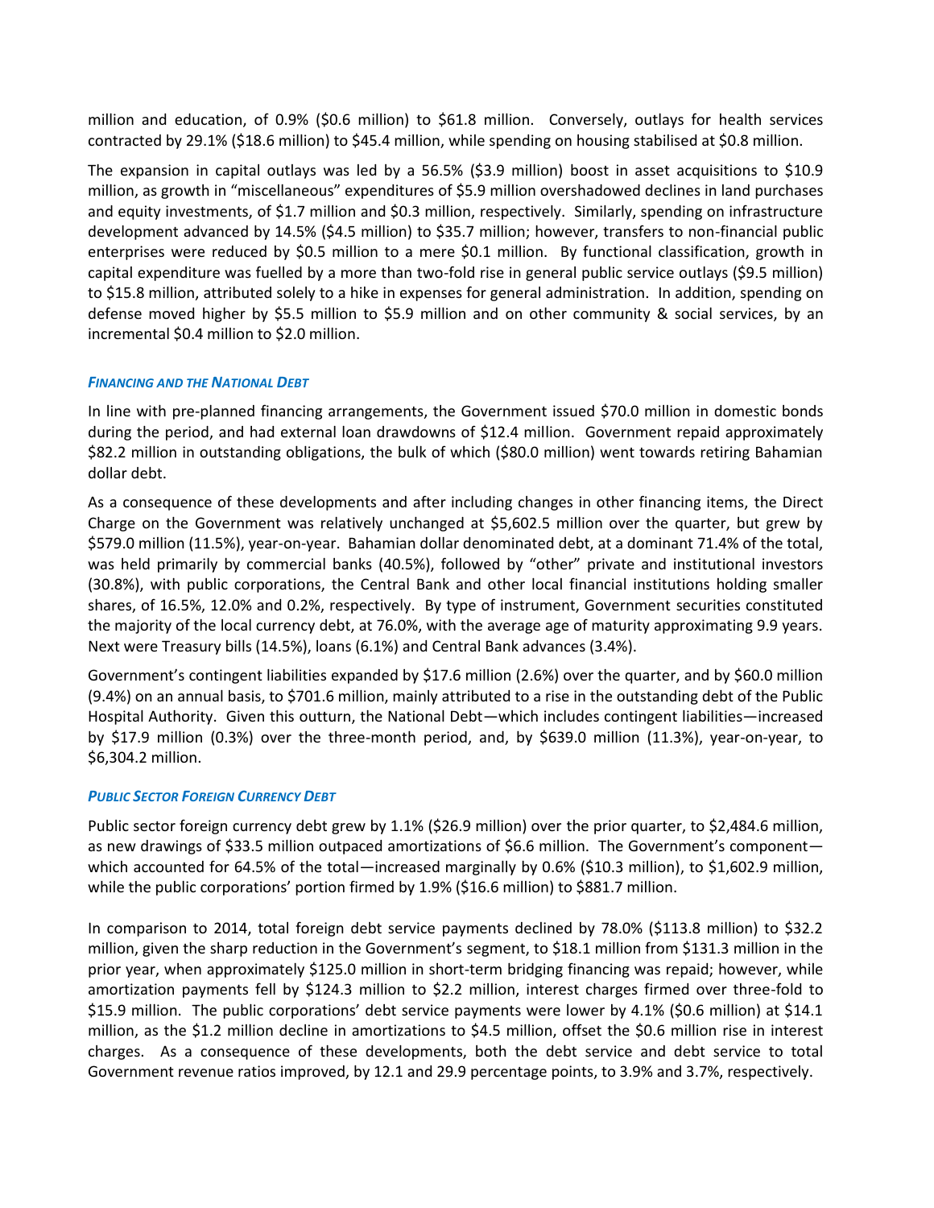million and education, of 0.9% ($0.6 million) to $61.8 million. Conversely, outlays for health services contracted by 29.1% ($18.6 million) to $45.4 million, while spending on housing stabilised at $0.8 million.

The expansion in capital outlays was led by a 56.5% ($3.9 million) boost in asset acquisitions to $10.9 million, as growth in "miscellaneous" expenditures of $5.9 million overshadowed declines in land purchases and equity investments, of $1.7 million and $0.3 million, respectively. Similarly, spending on infrastructure development advanced by 14.5% ($4.5 million) to $35.7 million; however, transfers to non-financial public enterprises were reduced by $0.5 million to a mere $0.1 million. By functional classification, growth in capital expenditure was fuelled by a more than two-fold rise in general public service outlays ($9.5 million) to $15.8 million, attributed solely to a hike in expenses for general administration. In addition, spending on defense moved higher by $5.5 million to $5.9 million and on other community & social services, by an incremental $0.4 million to $2.0 million.

### *Financing and the National Debt*

In line with pre-planned financing arrangements, the Government issued $70.0 million in domestic bonds during the period, and had external loan drawdowns of $12.4 million. Government repaid approximately $82.2 million in outstanding obligations, the bulk of which ($80.0 million) went towards retiring Bahamian dollar debt.

As a consequence of these developments and after including changes in other financing items, the Direct Charge on the Government was relatively unchanged at $5,602.5 million over the quarter, but grew by $579.0 million (11.5%), year-on-year. Bahamian dollar denominated debt, at a dominant 71.4% of the total, was held primarily by commercial banks (40.5%), followed by "other" private and institutional investors (30.8%), with public corporations, the Central Bank and other local financial institutions holding smaller shares, of 16.5%, 12.0% and 0.2%, respectively. By type of instrument, Government securities constituted the majority of the local currency debt, at 76.0%, with the average age of maturity approximating 9.9 years. Next were Treasury bills (14.5%), loans (6.1%) and Central Bank advances (3.4%).

Government's contingent liabilities expanded by $17.6 million (2.6%) over the quarter, and by $60.0 million (9.4%) on an annual basis, to $701.6 million, mainly attributed to a rise in the outstanding debt of the Public Hospital Authority. Given this outturn, the National Debt—which includes contingent liabilities—increased by $17.9 million (0.3%) over the three-month period, and, by $639.0 million (11.3%), year-on-year, to $6,304.2 million.

### *Public Sector Foreign Currency Debt*

Public sector foreign currency debt grew by 1.1% ($26.9 million) over the prior quarter, to $2,484.6 million, as new drawings of $33.5 million outpaced amortizations of $6.6 million. The Government's component—which accounted for 64.5% of the total—increased marginally by 0.6% ($10.3 million), to $1,602.9 million, while the public corporations' portion firmed by 1.9% ($16.6 million) to $881.7 million.

In comparison to 2014, total foreign debt service payments declined by 78.0% ($113.8 million) to $32.2 million, given the sharp reduction in the Government's segment, to $18.1 million from $131.3 million in the prior year, when approximately $125.0 million in short-term bridging financing was repaid; however, while amortization payments fell by $124.3 million to $2.2 million, interest charges firmed over three-fold to $15.9 million. The public corporations' debt service payments were lower by 4.1% ($0.6 million) at $14.1 million, as the $1.2 million decline in amortizations to $4.5 million, offset the $0.6 million rise in interest charges. As a consequence of these developments, both the debt service and debt service to total Government revenue ratios improved, by 12.1 and 29.9 percentage points, to 3.9% and 3.7%, respectively.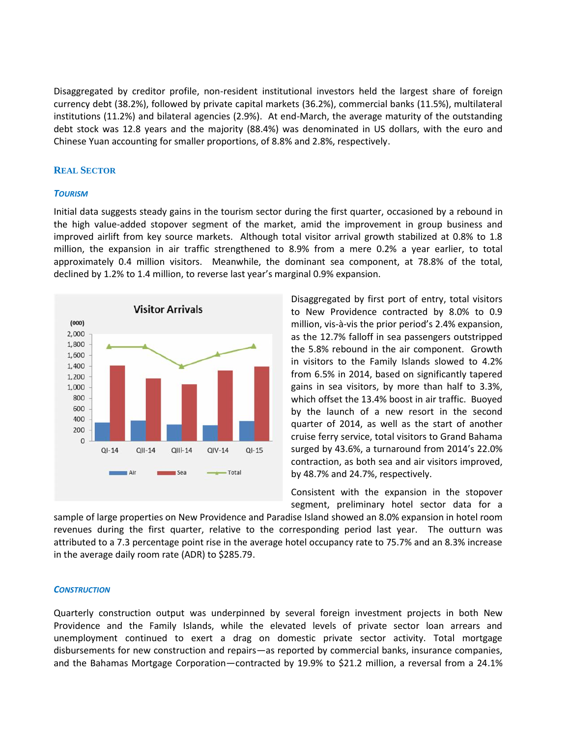Disaggregated by creditor profile, non-resident institutional investors held the largest share of foreign currency debt (38.2%), followed by private capital markets (36.2%), commercial banks (11.5%), multilateral institutions (11.2%) and bilateral agencies (2.9%). At end-March, the average maturity of the outstanding debt stock was 12.8 years and the majority (88.4%) was denominated in US dollars, with the euro and Chinese Yuan accounting for smaller proportions, of 8.8% and 2.8%, respectively.

## Real Sector

### *Tourism*

Initial data suggests steady gains in the tourism sector during the first quarter, occasioned by a rebound in the high value-added stopover segment of the market, amid the improvement in group business and improved airlift from key source markets. Although total visitor arrival growth stabilized at 0.8% to 1.8 million, the expansion in air traffic strengthened to 8.9% from a mere 0.2% a year earlier, to total approximately 0.4 million visitors. Meanwhile, the dominant sea component, at 78.8% of the total, declined by 1.2% to 1.4 million, to reverse last year's marginal 0.9% expansion.

Disaggregated by first port of entry, total visitors to New Providence contracted by 8.0% to 0.9 million, vis-à-vis the prior period's 2.4% expansion, as the 12.7% falloff in sea passengers outstripped the 5.8% rebound in the air component. Growth in visitors to the Family Islands slowed to 4.2% from 6.5% in 2014, based on significantly tapered gains in sea visitors, by more than half to 3.3%, which offset the 13.4% boost in air traffic. Buoyed by the launch of a new resort in the second quarter of 2014, as well as the start of another cruise ferry service, total visitors to Grand Bahama surged by 43.6%, a turnaround from 2014's 22.0% contraction, as both sea and air visitors improved, by 48.7% and 24.7%, respectively.

Consistent with the expansion in the stopover segment, preliminary hotel sector data for a sample of large properties on New Providence and Paradise Island showed an 8.0% expansion in hotel room revenues during the first quarter, relative to the corresponding period last year. The outturn was attributed to a 7.3 percentage point rise in the average hotel occupancy rate to 75.7% and an 8.3% increase in the average daily room rate (ADR) to $285.79.

### *Construction*

Quarterly construction output was underpinned by several foreign investment projects in both New Providence and the Family Islands, while the elevated levels of private sector loan arrears and unemployment continued to exert a drag on domestic private sector activity. Total mortgage disbursements for new construction and repairs—as reported by commercial banks, insurance companies, and the Bahamas Mortgage Corporation—contracted by 19.9% to $21.2 million, a reversal from a 24.1%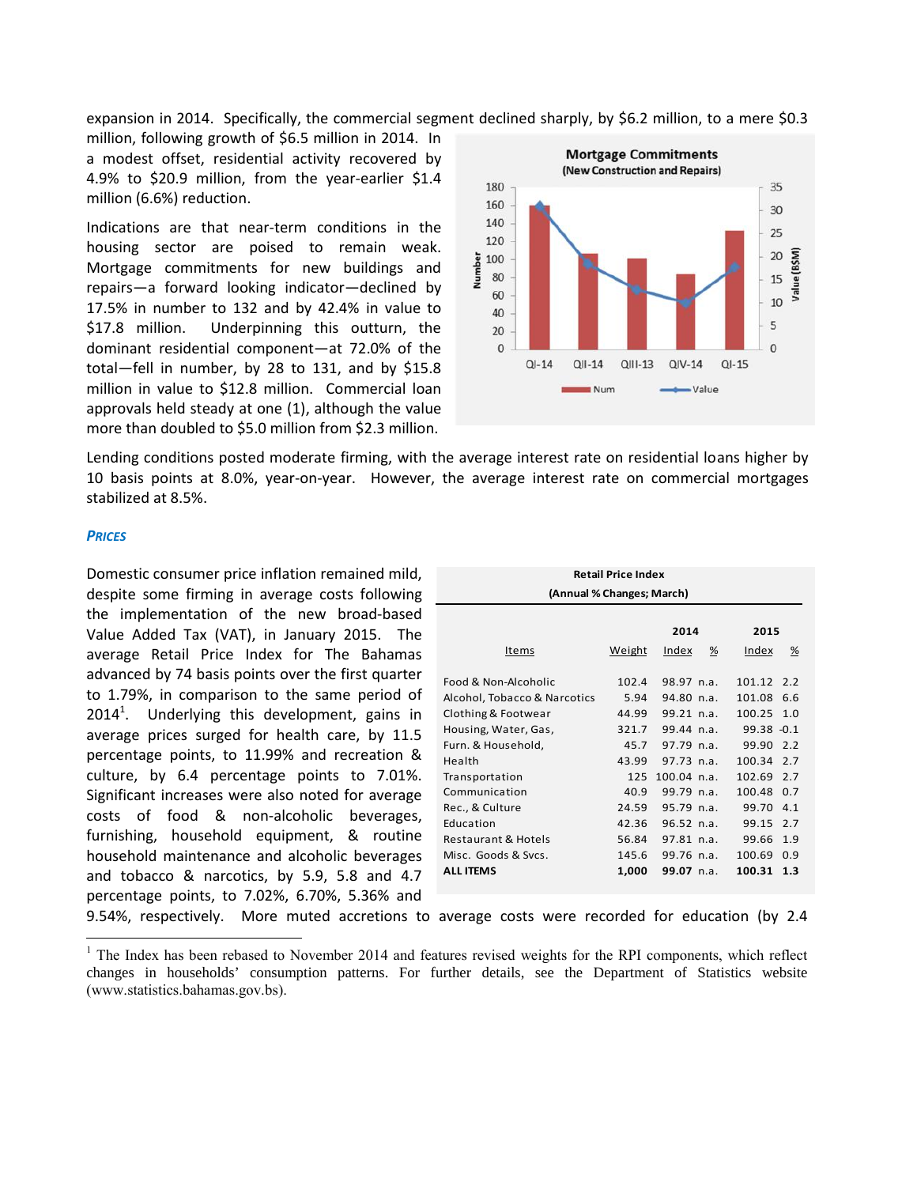expansion in 2014. Specifically, the commercial segment declined sharply, by $6.2 million, to a mere $0.3 million, following growth of $6.5 million in 2014. In a modest offset, residential activity recovered by 4.9% to $20.9 million, from the year-earlier $1.4 million (6.6%) reduction.

Indications are that near-term conditions in the housing sector are poised to remain weak. Mortgage commitments for new buildings and repairs—a forward looking indicator—declined by 17.5% in number to 132 and by 42.4% in value to $17.8 million. Underpinning this outturn, the dominant residential component—at 72.0% of the total—fell in number, by 28 to 131, and by $15.8 million in value to $12.8 million. Commercial loan approvals held steady at one (1), although the value more than doubled to $5.0 million from $2.3 million.

Lending conditions posted moderate firming, with the average interest rate on residential loans higher by 10 basis points at 8.0%, year-on-year. However, the average interest rate on commercial mortgages stabilized at 8.5%.

### *Prices*

Domestic consumer price inflation remained mild, despite some firming in average costs following the implementation of the new broad-based Value Added Tax (VAT), in January 2015. The average Retail Price Index for The Bahamas advanced by 74 basis points over the first quarter to 1.79%, in comparison to the same period of 2014[1]. Underlying this development, gains in average prices surged for health care, by 11.5 percentage points, to 11.99% and recreation & culture, by 6.4 percentage points to 7.01%. Significant increases were also noted for average costs of food & non-alcoholic beverages, furnishing, household equipment, & routine household maintenance and alcoholic beverages and tobacco & narcotics, by 5.9, 5.8 and 4.7 percentage points, to 7.02%, 6.70%, 5.36% and 9.54%, respectively. More muted accretions to average costs were recorded for education (by 2.4

**Retail Price Index**
**(Annual % Changes; March)**

| Items | Weight | 2014 Index | 2014 % | 2015 Index | 2015 % |
|---|---|---|---|---|---|
| Food & Non-Alcoholic | 102.4 | 98.97 | n.a. | 101.12 | 2.2 |
| Alcohol, Tobacco & Narcotics | 5.94 | 94.80 | n.a. | 101.08 | 6.6 |
| Clothing & Footwear | 44.99 | 99.21 | n.a. | 100.25 | 1.0 |
| Housing, Water, Gas, | 321.7 | 99.44 | n.a. | 99.38 | -0.1 |
| Furn. & Household, | 45.7 | 97.79 | n.a. | 99.90 | 2.2 |
| Health | 43.99 | 97.73 | n.a. | 100.34 | 2.7 |
| Transportation | 125 | 100.04 | n.a. | 102.69 | 2.7 |
| Communication | 40.9 | 99.79 | n.a. | 100.48 | 0.7 |
| Rec., & Culture | 24.59 | 95.79 | n.a. | 99.70 | 4.1 |
| Education | 42.36 | 96.52 | n.a. | 99.15 | 2.7 |
| Restaurant & Hotels | 56.84 | 97.81 | n.a. | 99.66 | 1.9 |
| Misc. Goods & Svcs. | 145.6 | 99.76 | n.a. | 100.69 | 0.9 |
| **ALL ITEMS** | **1,000** | **99.07** | n.a. | **100.31** | **1.3** |

[1] The Index has been rebased to November 2014 and features revised weights for the RPI components, which reflect changes in households' consumption patterns. For further details, see the Department of Statistics website (www.statistics.bahamas.gov.bs).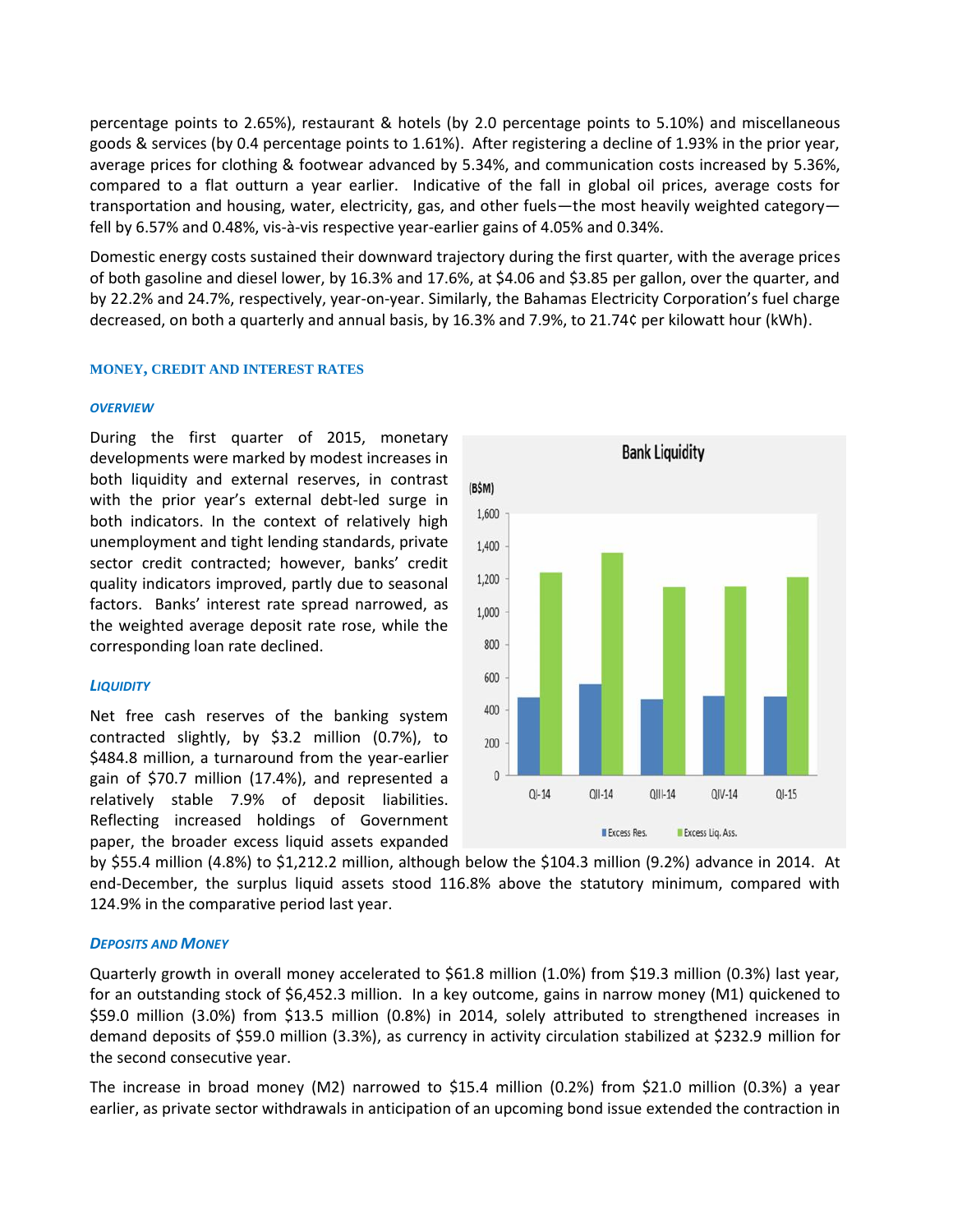percentage points to 2.65%), restaurant & hotels (by 2.0 percentage points to 5.10%) and miscellaneous goods & services (by 0.4 percentage points to 1.61%). After registering a decline of 1.93% in the prior year, average prices for clothing & footwear advanced by 5.34%, and communication costs increased by 5.36%, compared to a flat outturn a year earlier. Indicative of the fall in global oil prices, average costs for transportation and housing, water, electricity, gas, and other fuels—the most heavily weighted category—fell by 6.57% and 0.48%, vis-à-vis respective year-earlier gains of 4.05% and 0.34%.

Domestic energy costs sustained their downward trajectory during the first quarter, with the average prices of both gasoline and diesel lower, by 16.3% and 17.6%, at $4.06 and $3.85 per gallon, over the quarter, and by 22.2% and 24.7%, respectively, year-on-year. Similarly, the Bahamas Electricity Corporation's fuel charge decreased, on both a quarterly and annual basis, by 16.3% and 7.9%, to 21.74¢ per kilowatt hour (kWh).

## MONEY, CREDIT AND INTEREST RATES

### *OVERVIEW*

During the first quarter of 2015, monetary developments were marked by modest increases in both liquidity and external reserves, in contrast with the prior year's external debt-led surge in both indicators. In the context of relatively high unemployment and tight lending standards, private sector credit contracted; however, banks' credit quality indicators improved, partly due to seasonal factors. Banks' interest rate spread narrowed, as the weighted average deposit rate rose, while the corresponding loan rate declined.

**Bank Liquidity**

(B$M)

| | QI-14 | QII-14 | QIII-14 | QIV-14 | QI-15 |
|---|---|---|---|---|---|
| Excess Res. | ~480 | ~560 | ~470 | ~490 | ~485 |
| Excess Liq. Ass. | ~1,240 | ~1,360 | ~1,150 | ~1,155 | ~1,210 |

### *LIQUIDITY*

Net free cash reserves of the banking system contracted slightly, by $3.2 million (0.7%), to $484.8 million, a turnaround from the year-earlier gain of $70.7 million (17.4%), and represented a relatively stable 7.9% of deposit liabilities. Reflecting increased holdings of Government paper, the broader excess liquid assets expanded by $55.4 million (4.8%) to $1,212.2 million, although below the $104.3 million (9.2%) advance in 2014. At end-December, the surplus liquid assets stood 116.8% above the statutory minimum, compared with 124.9% in the comparative period last year.

### *DEPOSITS AND MONEY*

Quarterly growth in overall money accelerated to $61.8 million (1.0%) from $19.3 million (0.3%) last year, for an outstanding stock of $6,452.3 million. In a key outcome, gains in narrow money (M1) quickened to $59.0 million (3.0%) from $13.5 million (0.8%) in 2014, solely attributed to strengthened increases in demand deposits of $59.0 million (3.3%), as currency in activity circulation stabilized at $232.9 million for the second consecutive year.

The increase in broad money (M2) narrowed to $15.4 million (0.2%) from $21.0 million (0.3%) a year earlier, as private sector withdrawals in anticipation of an upcoming bond issue extended the contraction in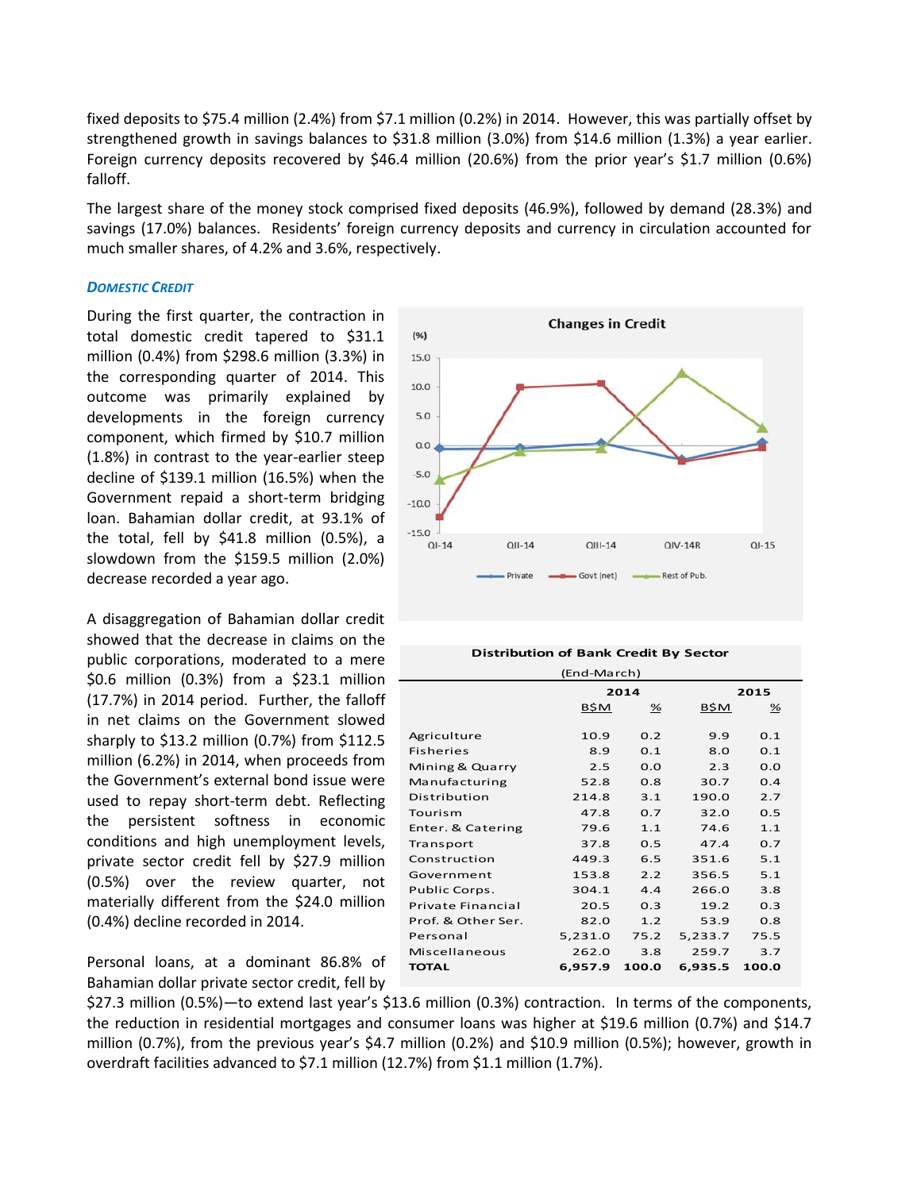fixed deposits to $75.4 million (2.4%) from $7.1 million (0.2%) in 2014. However, this was partially offset by strengthened growth in savings balances to $31.8 million (3.0%) from $14.6 million (1.3%) a year earlier. Foreign currency deposits recovered by $46.4 million (20.6%) from the prior year's $1.7 million (0.6%) falloff.

The largest share of the money stock comprised fixed deposits (46.9%), followed by demand (28.3%) and savings (17.0%) balances. Residents' foreign currency deposits and currency in circulation accounted for much smaller shares, of 4.2% and 3.6%, respectively.

### *Domestic Credit*

During the first quarter, the contraction in total domestic credit tapered to $31.1 million (0.4%) from $298.6 million (3.3%) in the corresponding quarter of 2014. This outcome was primarily explained by developments in the foreign currency component, which firmed by $10.7 million (1.8%) in contrast to the year-earlier steep decline of $139.1 million (16.5%) when the Government repaid a short-term bridging loan. Bahamian dollar credit, at 93.1% of the total, fell by $41.8 million (0.5%), a slowdown from the $159.5 million (2.0%) decrease recorded a year ago.

A disaggregation of Bahamian dollar credit showed that the decrease in claims on the public corporations, moderated to a mere $0.6 million (0.3%) from a $23.1 million (17.7%) in 2014 period. Further, the falloff in net claims on the Government slowed sharply to $13.2 million (0.7%) from $112.5 million (6.2%) in 2014, when proceeds from the Government's external bond issue were used to repay short-term debt. Reflecting the persistent softness in economic conditions and high unemployment levels, private sector credit fell by $27.9 million (0.5%) over the review quarter, not materially different from the $24.0 million (0.4%) decline recorded in 2014.

Personal loans, at a dominant 86.8% of Bahamian dollar private sector credit, fell by $27.3 million (0.5%)—to extend last year's $13.6 million (0.3%) contraction. In terms of the components, the reduction in residential mortgages and consumer loans was higher at $19.6 million (0.7%) and $14.7 million (0.7%), from the previous year's $4.7 million (0.2%) and $10.9 million (0.5%); however, growth in overdraft facilities advanced to $7.1 million (12.7%) from $1.1 million (1.7%).

**Changes in Credit**

| (%) | QI-14 | QII-14 | QIII-14 | QIV-14R | QI-15 |
|---|---|---|---|---|---|
| Private | | | | | |
| Govt (net) | | | | | |
| Rest of Pub. | | | | | |

**Distribution of Bank Credit By Sector**

(End-March)

| | 2014 | | 2015 | |
|---|---|---|---|---|
| | B$M | % | B$M | % |
| Agriculture | 10.9 | 0.2 | 9.9 | 0.1 |
| Fisheries | 8.9 | 0.1 | 8.0 | 0.1 |
| Mining & Quarry | 2.5 | 0.0 | 2.3 | 0.0 |
| Manufacturing | 52.8 | 0.8 | 30.7 | 0.4 |
| Distribution | 214.8 | 3.1 | 190.0 | 2.7 |
| Tourism | 47.8 | 0.7 | 32.0 | 0.5 |
| Enter. & Catering | 79.6 | 1.1 | 74.6 | 1.1 |
| Transport | 37.8 | 0.5 | 47.4 | 0.7 |
| Construction | 449.3 | 6.5 | 351.6 | 5.1 |
| Government | 153.8 | 2.2 | 356.5 | 5.1 |
| Public Corps. | 304.1 | 4.4 | 266.0 | 3.8 |
| Private Financial | 20.5 | 0.3 | 19.2 | 0.3 |
| Prof. & Other Ser. | 82.0 | 1.2 | 53.9 | 0.8 |
| Personal | 5,231.0 | 75.2 | 5,233.7 | 75.5 |
| Miscellaneous | 262.0 | 3.8 | 259.7 | 3.7 |
| **TOTAL** | **6,957.9** | **100.0** | **6,935.5** | **100.0** |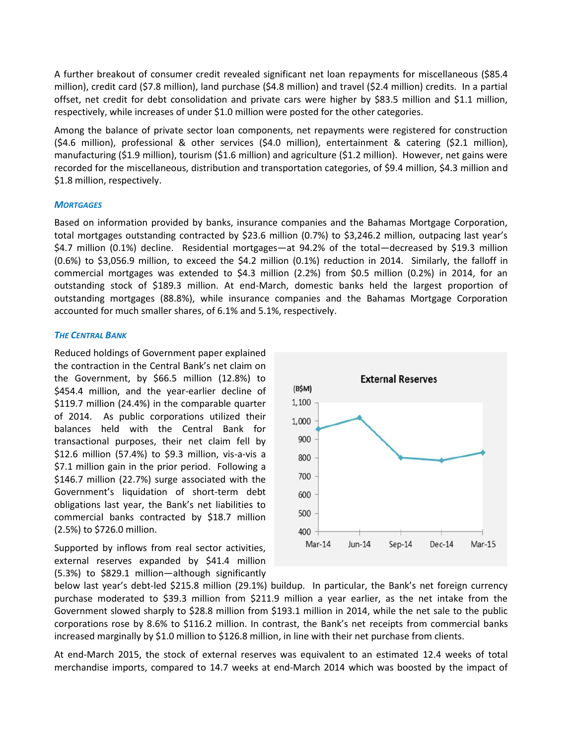A further breakout of consumer credit revealed significant net loan repayments for miscellaneous ($85.4 million), credit card ($7.8 million), land purchase ($4.8 million) and travel ($2.4 million) credits. In a partial offset, net credit for debt consolidation and private cars were higher by $83.5 million and $1.1 million, respectively, while increases of under $1.0 million were posted for the other categories.

Among the balance of private sector loan components, net repayments were registered for construction ($4.6 million), professional & other services ($4.0 million), entertainment & catering ($2.1 million), manufacturing ($1.9 million), tourism ($1.6 million) and agriculture ($1.2 million). However, net gains were recorded for the miscellaneous, distribution and transportation categories, of $9.4 million, $4.3 million and $1.8 million, respectively.

### *Mortgages*

Based on information provided by banks, insurance companies and the Bahamas Mortgage Corporation, total mortgages outstanding contracted by $23.6 million (0.7%) to $3,246.2 million, outpacing last year's $4.7 million (0.1%) decline. Residential mortgages—at 94.2% of the total—decreased by $19.3 million (0.6%) to $3,056.9 million, to exceed the $4.2 million (0.1%) reduction in 2014. Similarly, the falloff in commercial mortgages was extended to $4.3 million (2.2%) from $0.5 million (0.2%) in 2014, for an outstanding stock of $189.3 million. At end-March, domestic banks held the largest proportion of outstanding mortgages (88.8%), while insurance companies and the Bahamas Mortgage Corporation accounted for much smaller shares, of 6.1% and 5.1%, respectively.

### *The Central Bank*

Reduced holdings of Government paper explained the contraction in the Central Bank's net claim on the Government, by $66.5 million (12.8%) to $454.4 million, and the year-earlier decline of $119.7 million (24.4%) in the comparable quarter of 2014. As public corporations utilized their balances held with the Central Bank for transactional purposes, their net claim fell by $12.6 million (57.4%) to $9.3 million, vis-a-vis a $7.1 million gain in the prior period. Following a $146.7 million (22.7%) surge associated with the Government's liquidation of short-term debt obligations last year, the Bank's net liabilities to commercial banks contracted by $18.7 million (2.5%) to $726.0 million.

**External Reserves**

(B$M)

| Mar-14 | Jun-14 | Sep-14 | Dec-14 | Mar-15 |
|---|---|---|---|---|
| ~955 | ~1,015 | ~800 | ~787 | ~829 |

Supported by inflows from real sector activities, external reserves expanded by $41.4 million (5.3%) to $829.1 million—although significantly below last year's debt-led $215.8 million (29.1%) buildup. In particular, the Bank's net foreign currency purchase moderated to $39.3 million from $211.9 million a year earlier, as the net intake from the Government slowed sharply to $28.8 million from $193.1 million in 2014, while the net sale to the public corporations rose by 8.6% to $116.2 million. In contrast, the Bank's net receipts from commercial banks increased marginally by $1.0 million to $126.8 million, in line with their net purchase from clients.

At end-March 2015, the stock of external reserves was equivalent to an estimated 12.4 weeks of total merchandise imports, compared to 14.7 weeks at end-March 2014 which was boosted by the impact of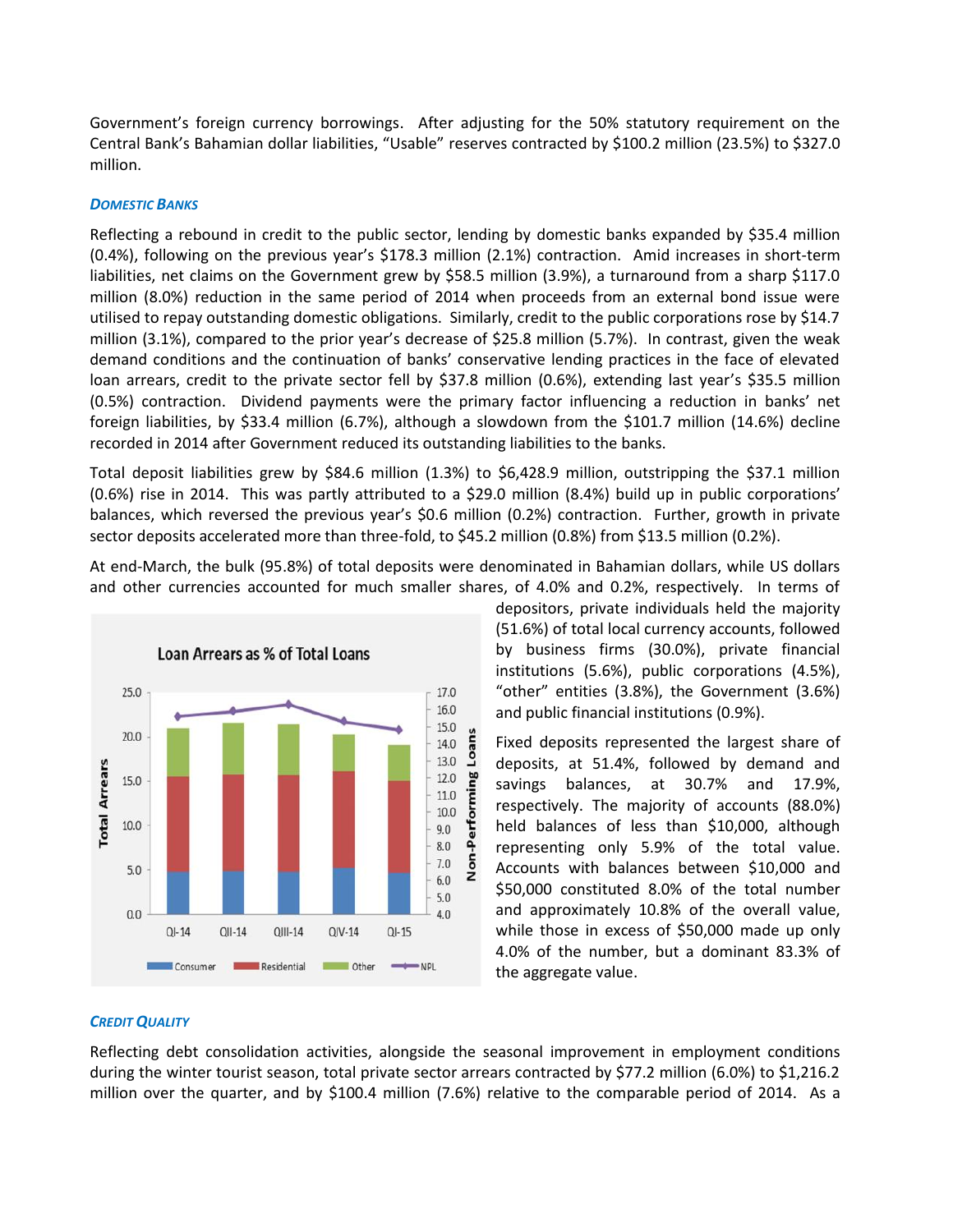Government's foreign currency borrowings. After adjusting for the 50% statutory requirement on the Central Bank's Bahamian dollar liabilities, "Usable" reserves contracted by $100.2 million (23.5%) to $327.0 million.

### *DOMESTIC BANKS*

Reflecting a rebound in credit to the public sector, lending by domestic banks expanded by $35.4 million (0.4%), following on the previous year's $178.3 million (2.1%) contraction. Amid increases in short-term liabilities, net claims on the Government grew by $58.5 million (3.9%), a turnaround from a sharp $117.0 million (8.0%) reduction in the same period of 2014 when proceeds from an external bond issue were utilised to repay outstanding domestic obligations. Similarly, credit to the public corporations rose by $14.7 million (3.1%), compared to the prior year's decrease of $25.8 million (5.7%). In contrast, given the weak demand conditions and the continuation of banks' conservative lending practices in the face of elevated loan arrears, credit to the private sector fell by $37.8 million (0.6%), extending last year's $35.5 million (0.5%) contraction. Dividend payments were the primary factor influencing a reduction in banks' net foreign liabilities, by $33.4 million (6.7%), although a slowdown from the $101.7 million (14.6%) decline recorded in 2014 after Government reduced its outstanding liabilities to the banks.

Total deposit liabilities grew by $84.6 million (1.3%) to $6,428.9 million, outstripping the $37.1 million (0.6%) rise in 2014. This was partly attributed to a $29.0 million (8.4%) build up in public corporations' balances, which reversed the previous year's $0.6 million (0.2%) contraction. Further, growth in private sector deposits accelerated more than three-fold, to $45.2 million (0.8%) from $13.5 million (0.2%).

At end-March, the bulk (95.8%) of total deposits were denominated in Bahamian dollars, while US dollars and other currencies accounted for much smaller shares, of 4.0% and 0.2%, respectively. In terms of depositors, private individuals held the majority (51.6%) of total local currency accounts, followed by business firms (30.0%), private financial institutions (5.6%), public corporations (4.5%), "other" entities (3.8%), the Government (3.6%) and public financial institutions (0.9%).

Fixed deposits represented the largest share of deposits, at 51.4%, followed by demand and savings balances, at 30.7% and 17.9%, respectively. The majority of accounts (88.0%) held balances of less than $10,000, although representing only 5.9% of the total value. Accounts with balances between $10,000 and $50,000 constituted 8.0% of the total number and approximately 10.8% of the overall value, while those in excess of $50,000 made up only 4.0% of the number, but a dominant 83.3% of the aggregate value.

**Loan Arrears as % of Total Loans**

### *CREDIT QUALITY*

Reflecting debt consolidation activities, alongside the seasonal improvement in employment conditions during the winter tourist season, total private sector arrears contracted by $77.2 million (6.0%) to $1,216.2 million over the quarter, and by $100.4 million (7.6%) relative to the comparable period of 2014. As a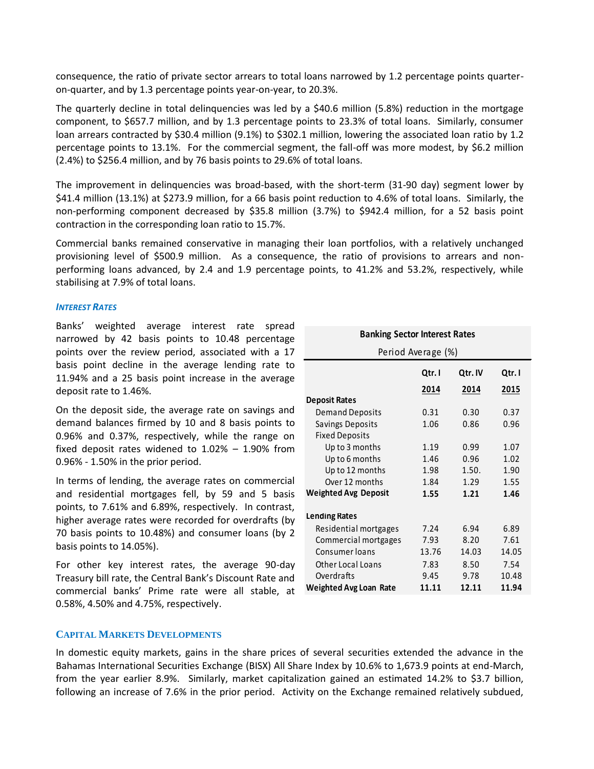consequence, the ratio of private sector arrears to total loans narrowed by 1.2 percentage points quarter-on-quarter, and by 1.3 percentage points year-on-year, to 20.3%.

The quarterly decline in total delinquencies was led by a $40.6 million (5.8%) reduction in the mortgage component, to $657.7 million, and by 1.3 percentage points to 23.3% of total loans. Similarly, consumer loan arrears contracted by $30.4 million (9.1%) to $302.1 million, lowering the associated loan ratio by 1.2 percentage points to 13.1%. For the commercial segment, the fall-off was more modest, by $6.2 million (2.4%) to $256.4 million, and by 76 basis points to 29.6% of total loans.

The improvement in delinquencies was broad-based, with the short-term (31-90 day) segment lower by $41.4 million (13.1%) at $273.9 million, for a 66 basis point reduction to 4.6% of total loans. Similarly, the non-performing component decreased by $35.8 million (3.7%) to $942.4 million, for a 52 basis point contraction in the corresponding loan ratio to 15.7%.

Commercial banks remained conservative in managing their loan portfolios, with a relatively unchanged provisioning level of $500.9 million. As a consequence, the ratio of provisions to arrears and non-performing loans advanced, by 2.4 and 1.9 percentage points, to 41.2% and 53.2%, respectively, while stabilising at 7.9% of total loans.

### *Interest Rates*

Banks' weighted average interest rate spread narrowed by 42 basis points to 10.48 percentage points over the review period, associated with a 17 basis point decline in the average lending rate to 11.94% and a 25 basis point increase in the average deposit rate to 1.46%.

On the deposit side, the average rate on savings and demand balances firmed by 10 and 8 basis points to 0.96% and 0.37%, respectively, while the range on fixed deposit rates widened to 1.02% – 1.90% from 0.96% - 1.50% in the prior period.

In terms of lending, the average rates on commercial and residential mortgages fell, by 59 and 5 basis points, to 7.61% and 6.89%, respectively. In contrast, higher average rates were recorded for overdrafts (by 70 basis points to 10.48%) and consumer loans (by 2 basis points to 14.05%).

For other key interest rates, the average 90-day Treasury bill rate, the Central Bank's Discount Rate and commercial banks' Prime rate were all stable, at 0.58%, 4.50% and 4.75%, respectively.

**Banking Sector Interest Rates**

Period Average (%)

| | Qtr. I 2014 | Qtr. IV 2014 | Qtr. I 2015 |
|---|---|---|---|
| **Deposit Rates** | | | |
| Demand Deposits | 0.31 | 0.30 | 0.37 |
| Savings Deposits | 1.06 | 0.86 | 0.96 |
| Fixed Deposits | | | |
| Up to 3 months | 1.19 | 0.99 | 1.07 |
| Up to 6 months | 1.46 | 0.96 | 1.02 |
| Up to 12 months | 1.98 | 1.50. | 1.90 |
| Over 12 months | 1.84 | 1.29 | 1.55 |
| **Weighted Avg Deposit** | **1.55** | **1.21** | **1.46** |
| **Lending Rates** | | | |
| Residential mortgages | 7.24 | 6.94 | 6.89 |
| Commercial mortgages | 7.93 | 8.20 | 7.61 |
| Consumer loans | 13.76 | 14.03 | 14.05 |
| Other Local Loans | 7.83 | 8.50 | 7.54 |
| Overdrafts | 9.45 | 9.78 | 10.48 |
| **Weighted Avg Loan Rate** | **11.11** | **12.11** | **11.94** |

## Capital Markets Developments

In domestic equity markets, gains in the share prices of several securities extended the advance in the Bahamas International Securities Exchange (BISX) All Share Index by 10.6% to 1,673.9 points at end-March, from the year earlier 8.9%. Similarly, market capitalization gained an estimated 14.2% to $3.7 billion, following an increase of 7.6% in the prior period. Activity on the Exchange remained relatively subdued,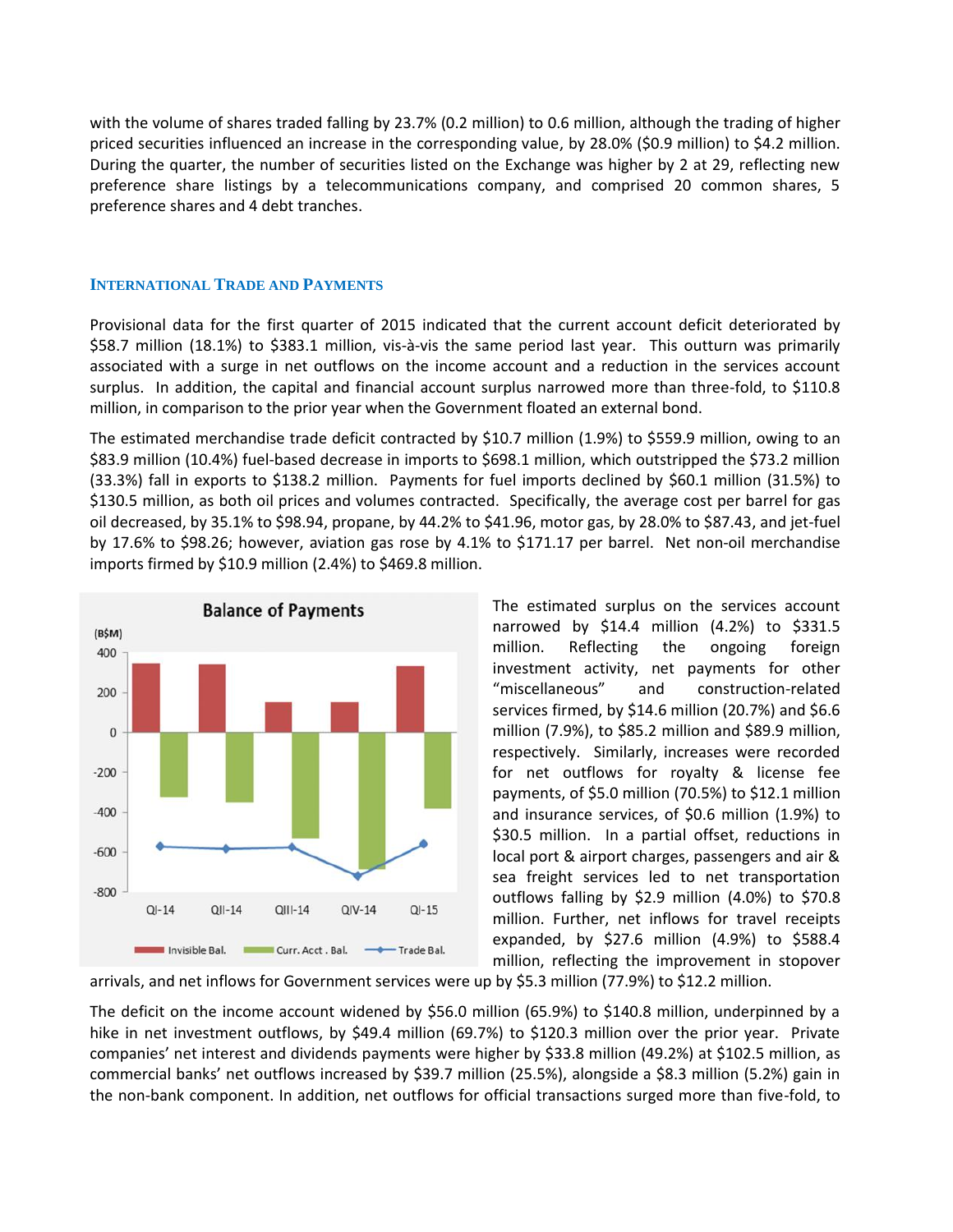with the volume of shares traded falling by 23.7% (0.2 million) to 0.6 million, although the trading of higher priced securities influenced an increase in the corresponding value, by 28.0% ($0.9 million) to $4.2 million. During the quarter, the number of securities listed on the Exchange was higher by 2 at 29, reflecting new preference share listings by a telecommunications company, and comprised 20 common shares, 5 preference shares and 4 debt tranches.

## INTERNATIONAL TRADE AND PAYMENTS

Provisional data for the first quarter of 2015 indicated that the current account deficit deteriorated by $58.7 million (18.1%) to $383.1 million, vis-à-vis the same period last year. This outturn was primarily associated with a surge in net outflows on the income account and a reduction in the services account surplus. In addition, the capital and financial account surplus narrowed more than three-fold, to $110.8 million, in comparison to the prior year when the Government floated an external bond.

The estimated merchandise trade deficit contracted by $10.7 million (1.9%) to $559.9 million, owing to an $83.9 million (10.4%) fuel-based decrease in imports to $698.1 million, which outstripped the $73.2 million (33.3%) fall in exports to $138.2 million. Payments for fuel imports declined by $60.1 million (31.5%) to $130.5 million, as both oil prices and volumes contracted. Specifically, the average cost per barrel for gas oil decreased, by 35.1% to $98.94, propane, by 44.2% to $41.96, motor gas, by 28.0% to $87.43, and jet-fuel by 17.6% to $98.26; however, aviation gas rose by 4.1% to $171.17 per barrel. Net non-oil merchandise imports firmed by $10.9 million (2.4%) to $469.8 million.

The estimated surplus on the services account narrowed by $14.4 million (4.2%) to $331.5 million. Reflecting the ongoing foreign investment activity, net payments for other "miscellaneous" and construction-related services firmed, by $14.6 million (20.7%) and $6.6 million (7.9%), to $85.2 million and $89.9 million, respectively. Similarly, increases were recorded for net outflows for royalty & license fee payments, of $5.0 million (70.5%) to $12.1 million and insurance services, of $0.6 million (1.9%) to $30.5 million. In a partial offset, reductions in local port & airport charges, passengers and air & sea freight services led to net transportation outflows falling by $2.9 million (4.0%) to $70.8 million. Further, net inflows for travel receipts expanded, by $27.6 million (4.9%) to $588.4 million, reflecting the improvement in stopover arrivals, and net inflows for Government services were up by $5.3 million (77.9%) to $12.2 million.

The deficit on the income account widened by $56.0 million (65.9%) to $140.8 million, underpinned by a hike in net investment outflows, by $49.4 million (69.7%) to $120.3 million over the prior year. Private companies' net interest and dividends payments were higher by $33.8 million (49.2%) at $102.5 million, as commercial banks' net outflows increased by $39.7 million (25.5%), alongside a $8.3 million (5.2%) gain in the non-bank component. In addition, net outflows for official transactions surged more than five-fold, to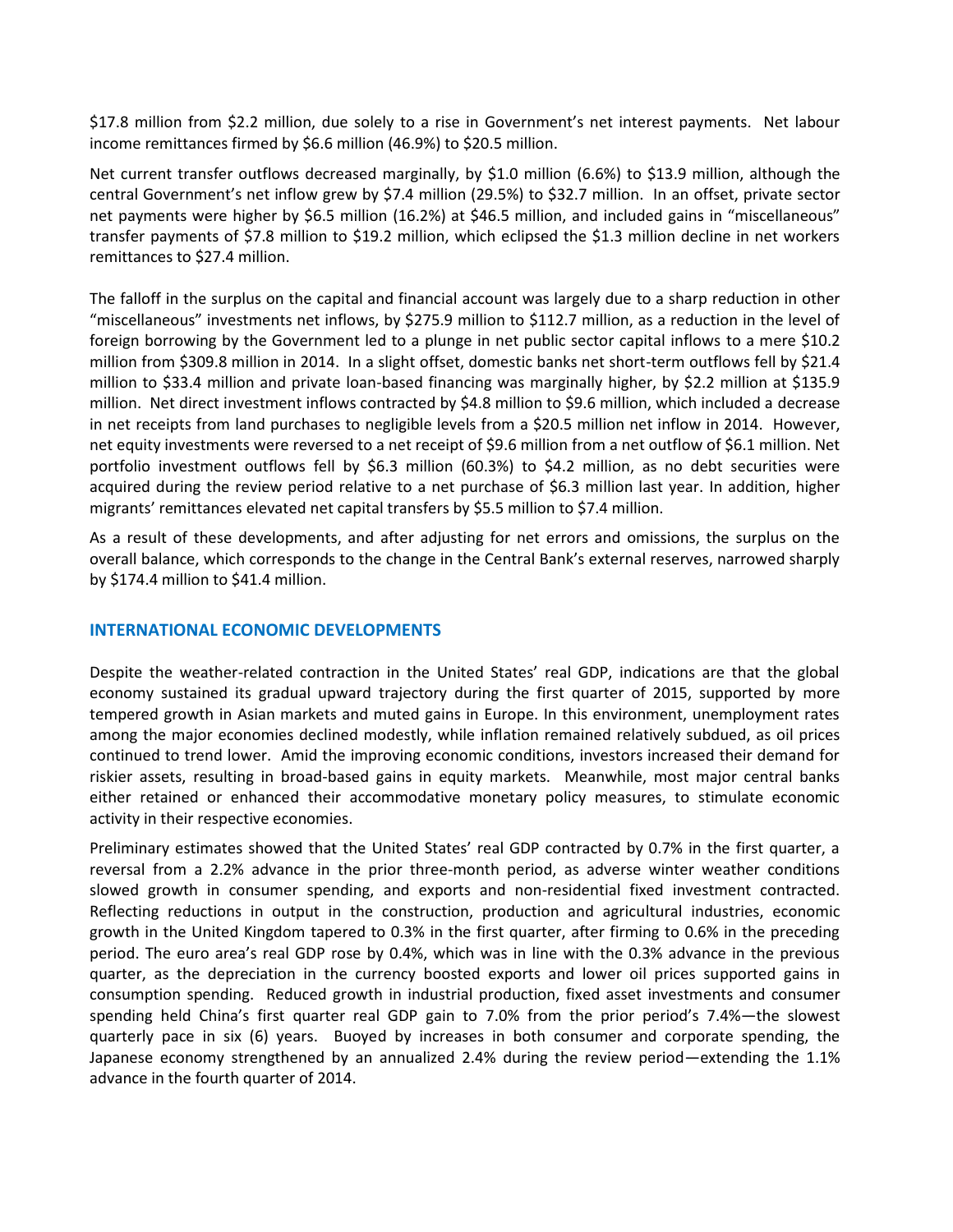$17.8 million from $2.2 million, due solely to a rise in Government's net interest payments. Net labour income remittances firmed by $6.6 million (46.9%) to $20.5 million.

Net current transfer outflows decreased marginally, by $1.0 million (6.6%) to $13.9 million, although the central Government's net inflow grew by $7.4 million (29.5%) to $32.7 million. In an offset, private sector net payments were higher by $6.5 million (16.2%) at $46.5 million, and included gains in "miscellaneous" transfer payments of $7.8 million to $19.2 million, which eclipsed the $1.3 million decline in net workers remittances to $27.4 million.

The falloff in the surplus on the capital and financial account was largely due to a sharp reduction in other "miscellaneous" investments net inflows, by $275.9 million to $112.7 million, as a reduction in the level of foreign borrowing by the Government led to a plunge in net public sector capital inflows to a mere $10.2 million from $309.8 million in 2014. In a slight offset, domestic banks net short-term outflows fell by $21.4 million to $33.4 million and private loan-based financing was marginally higher, by $2.2 million at $135.9 million. Net direct investment inflows contracted by $4.8 million to $9.6 million, which included a decrease in net receipts from land purchases to negligible levels from a $20.5 million net inflow in 2014. However, net equity investments were reversed to a net receipt of $9.6 million from a net outflow of $6.1 million. Net portfolio investment outflows fell by $6.3 million (60.3%) to $4.2 million, as no debt securities were acquired during the review period relative to a net purchase of $6.3 million last year. In addition, higher migrants' remittances elevated net capital transfers by $5.5 million to $7.4 million.

As a result of these developments, and after adjusting for net errors and omissions, the surplus on the overall balance, which corresponds to the change in the Central Bank's external reserves, narrowed sharply by $174.4 million to $41.4 million.

## INTERNATIONAL ECONOMIC DEVELOPMENTS

Despite the weather-related contraction in the United States' real GDP, indications are that the global economy sustained its gradual upward trajectory during the first quarter of 2015, supported by more tempered growth in Asian markets and muted gains in Europe. In this environment, unemployment rates among the major economies declined modestly, while inflation remained relatively subdued, as oil prices continued to trend lower. Amid the improving economic conditions, investors increased their demand for riskier assets, resulting in broad-based gains in equity markets. Meanwhile, most major central banks either retained or enhanced their accommodative monetary policy measures, to stimulate economic activity in their respective economies.

Preliminary estimates showed that the United States' real GDP contracted by 0.7% in the first quarter, a reversal from a 2.2% advance in the prior three-month period, as adverse winter weather conditions slowed growth in consumer spending, and exports and non-residential fixed investment contracted. Reflecting reductions in output in the construction, production and agricultural industries, economic growth in the United Kingdom tapered to 0.3% in the first quarter, after firming to 0.6% in the preceding period. The euro area's real GDP rose by 0.4%, which was in line with the 0.3% advance in the previous quarter, as the depreciation in the currency boosted exports and lower oil prices supported gains in consumption spending. Reduced growth in industrial production, fixed asset investments and consumer spending held China's first quarter real GDP gain to 7.0% from the prior period's 7.4%—the slowest quarterly pace in six (6) years. Buoyed by increases in both consumer and corporate spending, the Japanese economy strengthened by an annualized 2.4% during the review period—extending the 1.1% advance in the fourth quarter of 2014.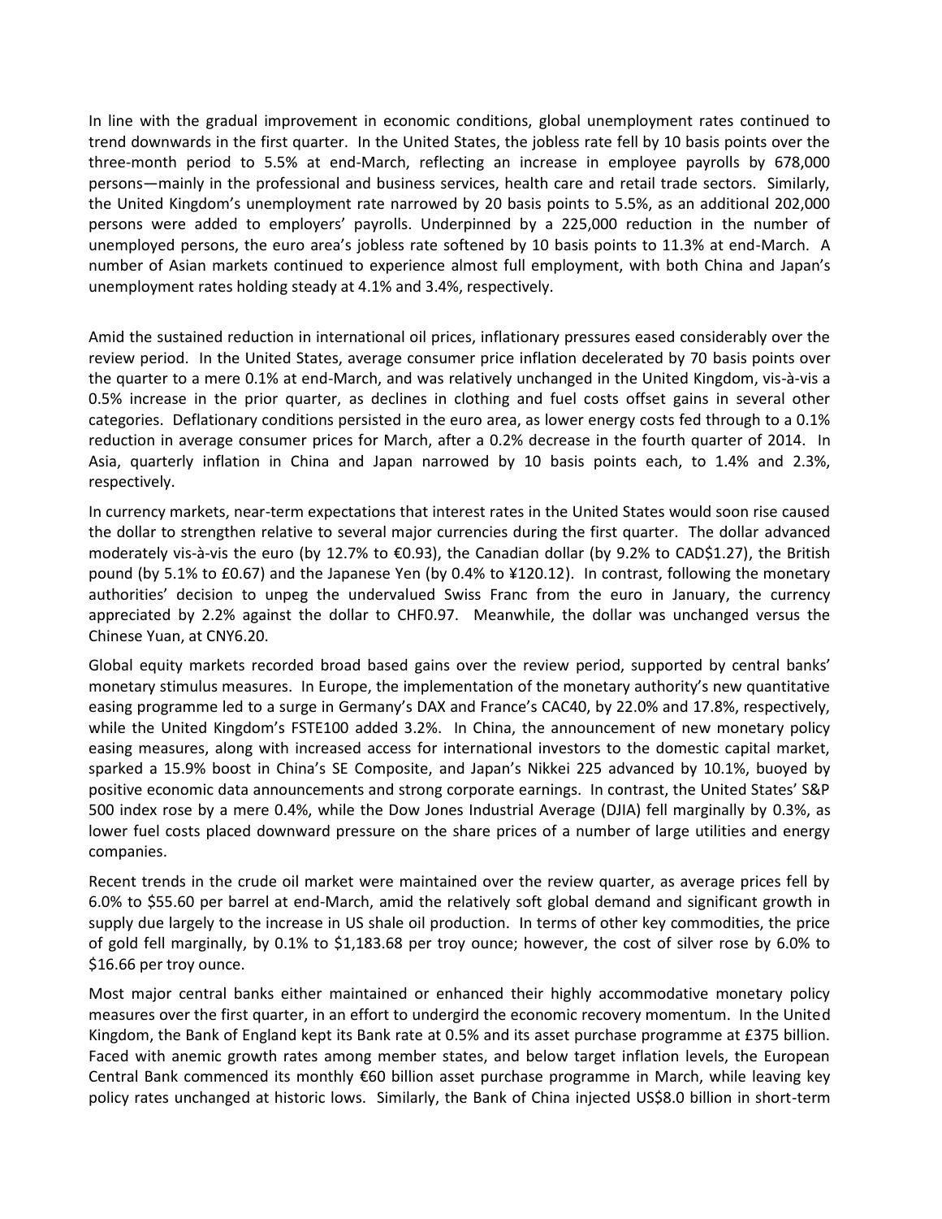In line with the gradual improvement in economic conditions, global unemployment rates continued to trend downwards in the first quarter. In the United States, the jobless rate fell by 10 basis points over the three-month period to 5.5% at end-March, reflecting an increase in employee payrolls by 678,000 persons—mainly in the professional and business services, health care and retail trade sectors. Similarly, the United Kingdom's unemployment rate narrowed by 20 basis points to 5.5%, as an additional 202,000 persons were added to employers' payrolls. Underpinned by a 225,000 reduction in the number of unemployed persons, the euro area's jobless rate softened by 10 basis points to 11.3% at end-March. A number of Asian markets continued to experience almost full employment, with both China and Japan's unemployment rates holding steady at 4.1% and 3.4%, respectively.

Amid the sustained reduction in international oil prices, inflationary pressures eased considerably over the review period. In the United States, average consumer price inflation decelerated by 70 basis points over the quarter to a mere 0.1% at end-March, and was relatively unchanged in the United Kingdom, vis-à-vis a 0.5% increase in the prior quarter, as declines in clothing and fuel costs offset gains in several other categories. Deflationary conditions persisted in the euro area, as lower energy costs fed through to a 0.1% reduction in average consumer prices for March, after a 0.2% decrease in the fourth quarter of 2014. In Asia, quarterly inflation in China and Japan narrowed by 10 basis points each, to 1.4% and 2.3%, respectively.

In currency markets, near-term expectations that interest rates in the United States would soon rise caused the dollar to strengthen relative to several major currencies during the first quarter. The dollar advanced moderately vis-à-vis the euro (by 12.7% to €0.93), the Canadian dollar (by 9.2% to CAD$1.27), the British pound (by 5.1% to £0.67) and the Japanese Yen (by 0.4% to ¥120.12). In contrast, following the monetary authorities' decision to unpeg the undervalued Swiss Franc from the euro in January, the currency appreciated by 2.2% against the dollar to CHF0.97. Meanwhile, the dollar was unchanged versus the Chinese Yuan, at CNY6.20.

Global equity markets recorded broad based gains over the review period, supported by central banks' monetary stimulus measures. In Europe, the implementation of the monetary authority's new quantitative easing programme led to a surge in Germany's DAX and France's CAC40, by 22.0% and 17.8%, respectively, while the United Kingdom's FSTE100 added 3.2%. In China, the announcement of new monetary policy easing measures, along with increased access for international investors to the domestic capital market, sparked a 15.9% boost in China's SE Composite, and Japan's Nikkei 225 advanced by 10.1%, buoyed by positive economic data announcements and strong corporate earnings. In contrast, the United States' S&P 500 index rose by a mere 0.4%, while the Dow Jones Industrial Average (DJIA) fell marginally by 0.3%, as lower fuel costs placed downward pressure on the share prices of a number of large utilities and energy companies.

Recent trends in the crude oil market were maintained over the review quarter, as average prices fell by 6.0% to $55.60 per barrel at end-March, amid the relatively soft global demand and significant growth in supply due largely to the increase in US shale oil production. In terms of other key commodities, the price of gold fell marginally, by 0.1% to $1,183.68 per troy ounce; however, the cost of silver rose by 6.0% to $16.66 per troy ounce.

Most major central banks either maintained or enhanced their highly accommodative monetary policy measures over the first quarter, in an effort to undergird the economic recovery momentum. In the United Kingdom, the Bank of England kept its Bank rate at 0.5% and its asset purchase programme at £375 billion. Faced with anemic growth rates among member states, and below target inflation levels, the European Central Bank commenced its monthly €60 billion asset purchase programme in March, while leaving key policy rates unchanged at historic lows. Similarly, the Bank of China injected US$8.0 billion in short-term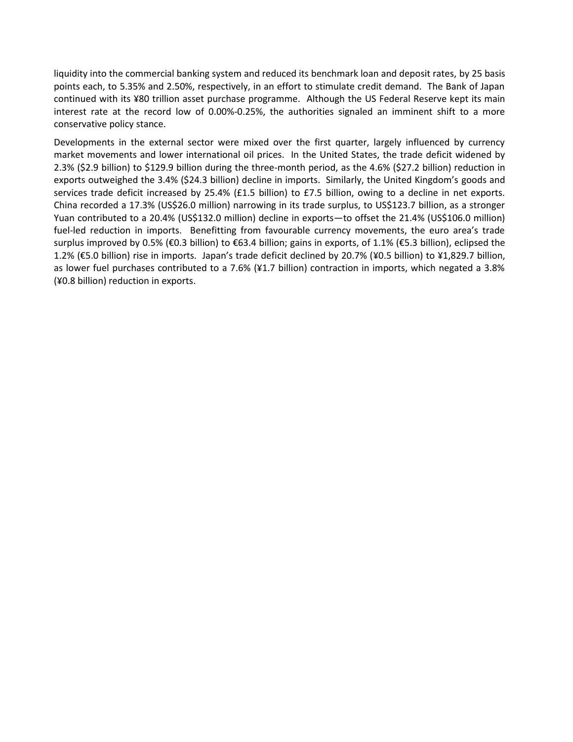liquidity into the commercial banking system and reduced its benchmark loan and deposit rates, by 25 basis points each, to 5.35% and 2.50%, respectively, in an effort to stimulate credit demand. The Bank of Japan continued with its ¥80 trillion asset purchase programme. Although the US Federal Reserve kept its main interest rate at the record low of 0.00%-0.25%, the authorities signaled an imminent shift to a more conservative policy stance.

Developments in the external sector were mixed over the first quarter, largely influenced by currency market movements and lower international oil prices. In the United States, the trade deficit widened by 2.3% ($2.9 billion) to $129.9 billion during the three-month period, as the 4.6% ($27.2 billion) reduction in exports outweighed the 3.4% ($24.3 billion) decline in imports. Similarly, the United Kingdom's goods and services trade deficit increased by 25.4% (£1.5 billion) to £7.5 billion, owing to a decline in net exports. China recorded a 17.3% (US$26.0 million) narrowing in its trade surplus, to US$123.7 billion, as a stronger Yuan contributed to a 20.4% (US$132.0 million) decline in exports—to offset the 21.4% (US$106.0 million) fuel-led reduction in imports. Benefitting from favourable currency movements, the euro area's trade surplus improved by 0.5% (€0.3 billion) to €63.4 billion; gains in exports, of 1.1% (€5.3 billion), eclipsed the 1.2% (€5.0 billion) rise in imports. Japan's trade deficit declined by 20.7% (¥0.5 billion) to ¥1,829.7 billion, as lower fuel purchases contributed to a 7.6% (¥1.7 billion) contraction in imports, which negated a 3.8% (¥0.8 billion) reduction in exports.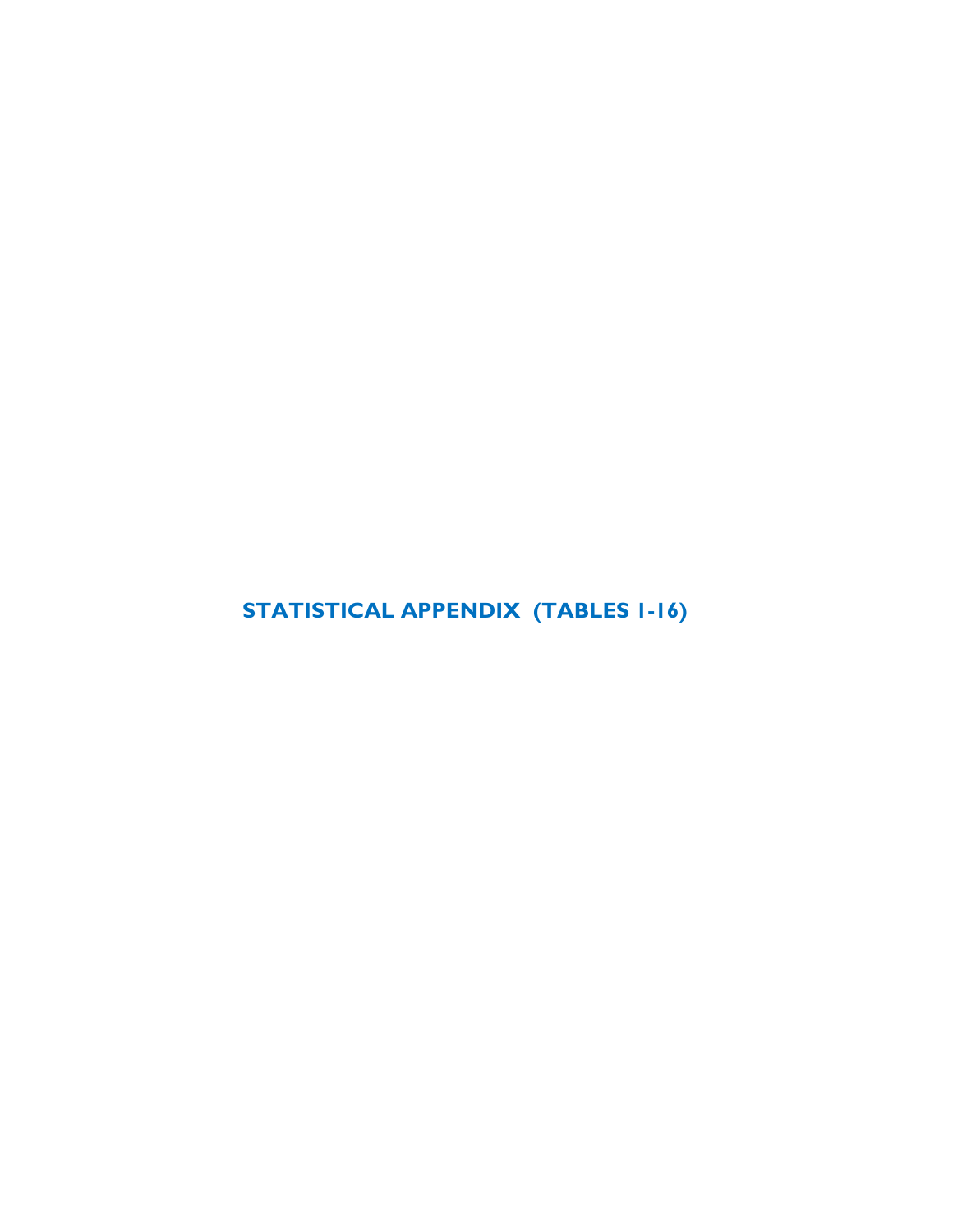# STATISTICAL APPENDIX (TABLES 1-16)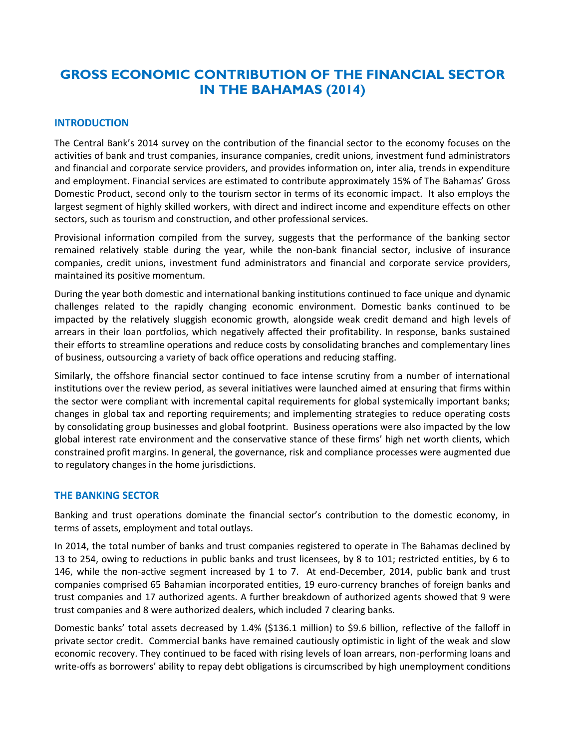# GROSS ECONOMIC CONTRIBUTION OF THE FINANCIAL SECTOR IN THE BAHAMAS (2014)

## INTRODUCTION

The Central Bank's 2014 survey on the contribution of the financial sector to the economy focuses on the activities of bank and trust companies, insurance companies, credit unions, investment fund administrators and financial and corporate service providers, and provides information on, inter alia, trends in expenditure and employment. Financial services are estimated to contribute approximately 15% of The Bahamas' Gross Domestic Product, second only to the tourism sector in terms of its economic impact. It also employs the largest segment of highly skilled workers, with direct and indirect income and expenditure effects on other sectors, such as tourism and construction, and other professional services.

Provisional information compiled from the survey, suggests that the performance of the banking sector remained relatively stable during the year, while the non-bank financial sector, inclusive of insurance companies, credit unions, investment fund administrators and financial and corporate service providers, maintained its positive momentum.

During the year both domestic and international banking institutions continued to face unique and dynamic challenges related to the rapidly changing economic environment. Domestic banks continued to be impacted by the relatively sluggish economic growth, alongside weak credit demand and high levels of arrears in their loan portfolios, which negatively affected their profitability. In response, banks sustained their efforts to streamline operations and reduce costs by consolidating branches and complementary lines of business, outsourcing a variety of back office operations and reducing staffing.

Similarly, the offshore financial sector continued to face intense scrutiny from a number of international institutions over the review period, as several initiatives were launched aimed at ensuring that firms within the sector were compliant with incremental capital requirements for global systemically important banks; changes in global tax and reporting requirements; and implementing strategies to reduce operating costs by consolidating group businesses and global footprint. Business operations were also impacted by the low global interest rate environment and the conservative stance of these firms' high net worth clients, which constrained profit margins. In general, the governance, risk and compliance processes were augmented due to regulatory changes in the home jurisdictions.

## THE BANKING SECTOR

Banking and trust operations dominate the financial sector's contribution to the domestic economy, in terms of assets, employment and total outlays.

In 2014, the total number of banks and trust companies registered to operate in The Bahamas declined by 13 to 254, owing to reductions in public banks and trust licensees, by 8 to 101; restricted entities, by 6 to 146, while the non-active segment increased by 1 to 7. At end-December, 2014, public bank and trust companies comprised 65 Bahamian incorporated entities, 19 euro-currency branches of foreign banks and trust companies and 17 authorized agents. A further breakdown of authorized agents showed that 9 were trust companies and 8 were authorized dealers, which included 7 clearing banks.

Domestic banks' total assets decreased by 1.4% ($136.1 million) to $9.6 billion, reflective of the falloff in private sector credit. Commercial banks have remained cautiously optimistic in light of the weak and slow economic recovery. They continued to be faced with rising levels of loan arrears, non-performing loans and write-offs as borrowers' ability to repay debt obligations is circumscribed by high unemployment conditions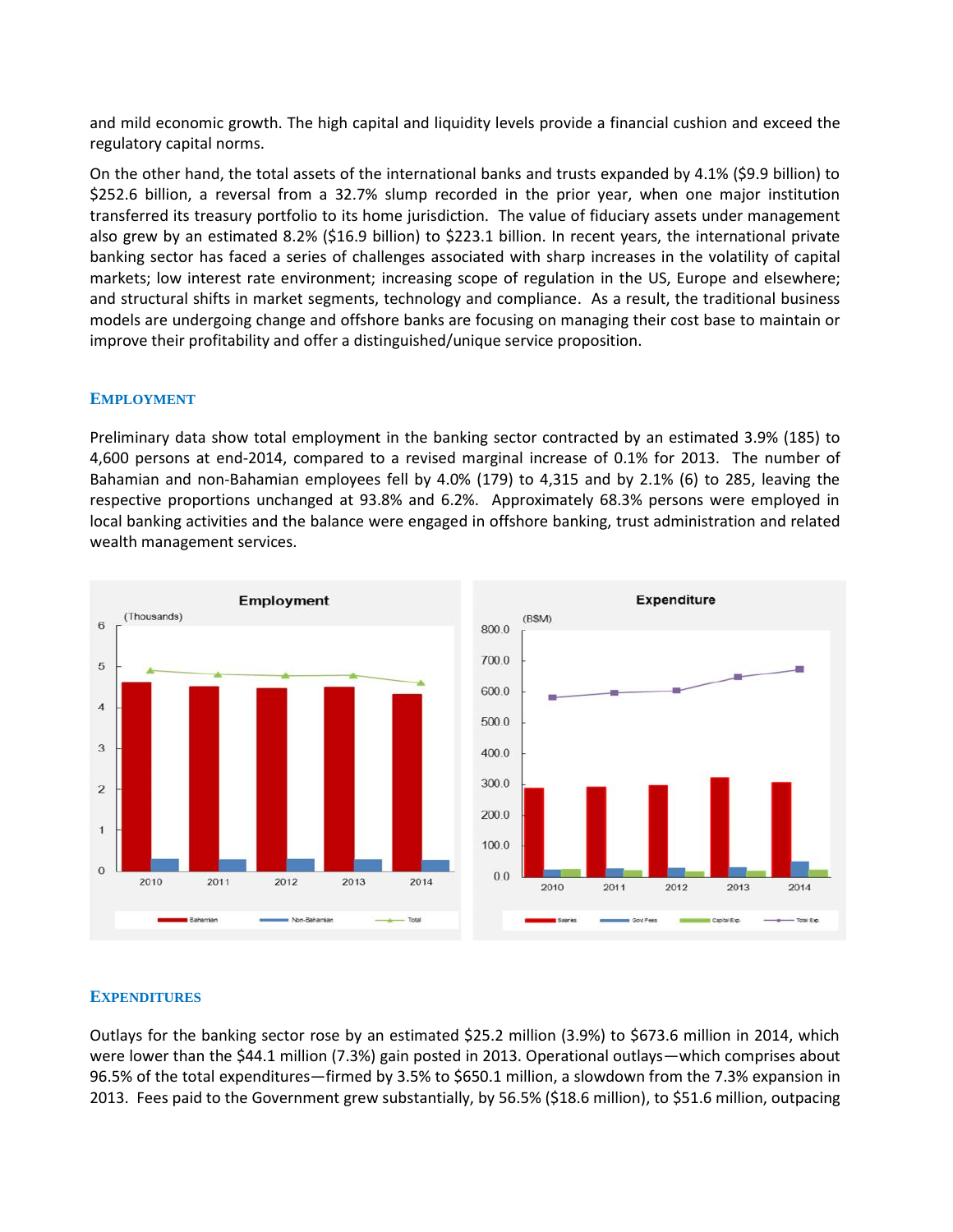and mild economic growth. The high capital and liquidity levels provide a financial cushion and exceed the regulatory capital norms.

On the other hand, the total assets of the international banks and trusts expanded by 4.1% ($9.9 billion) to $252.6 billion, a reversal from a 32.7% slump recorded in the prior year, when one major institution transferred its treasury portfolio to its home jurisdiction. The value of fiduciary assets under management also grew by an estimated 8.2% ($16.9 billion) to $223.1 billion. In recent years, the international private banking sector has faced a series of challenges associated with sharp increases in the volatility of capital markets; low interest rate environment; increasing scope of regulation in the US, Europe and elsewhere; and structural shifts in market segments, technology and compliance. As a result, the traditional business models are undergoing change and offshore banks are focusing on managing their cost base to maintain or improve their profitability and offer a distinguished/unique service proposition.

## EMPLOYMENT

Preliminary data show total employment in the banking sector contracted by an estimated 3.9% (185) to 4,600 persons at end-2014, compared to a revised marginal increase of 0.1% for 2013. The number of Bahamian and non-Bahamian employees fell by 4.0% (179) to 4,315 and by 2.1% (6) to 285, leaving the respective proportions unchanged at 93.8% and 6.2%. Approximately 68.3% persons were employed in local banking activities and the balance were engaged in offshore banking, trust administration and related wealth management services.

## EXPENDITURES

Outlays for the banking sector rose by an estimated $25.2 million (3.9%) to $673.6 million in 2014, which were lower than the $44.1 million (7.3%) gain posted in 2013. Operational outlays—which comprises about 96.5% of the total expenditures—firmed by 3.5% to $650.1 million, a slowdown from the 7.3% expansion in 2013. Fees paid to the Government grew substantially, by 56.5% ($18.6 million), to $51.6 million, outpacing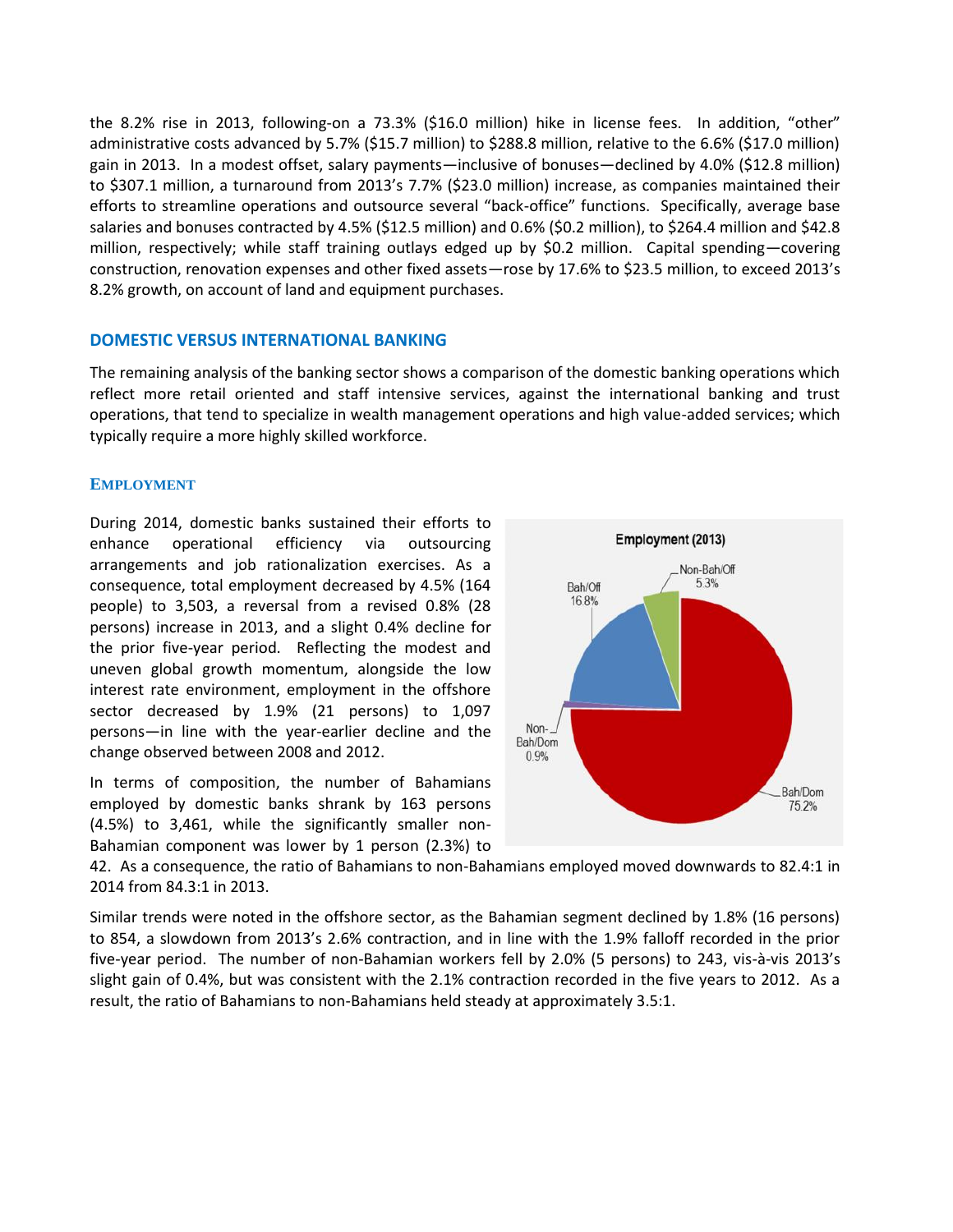the 8.2% rise in 2013, following-on a 73.3% ($16.0 million) hike in license fees. In addition, "other" administrative costs advanced by 5.7% ($15.7 million) to $288.8 million, relative to the 6.6% ($17.0 million) gain in 2013. In a modest offset, salary payments—inclusive of bonuses—declined by 4.0% ($12.8 million) to $307.1 million, a turnaround from 2013's 7.7% ($23.0 million) increase, as companies maintained their efforts to streamline operations and outsource several "back-office" functions. Specifically, average base salaries and bonuses contracted by 4.5% ($12.5 million) and 0.6% ($0.2 million), to $264.4 million and $42.8 million, respectively; while staff training outlays edged up by $0.2 million. Capital spending—covering construction, renovation expenses and other fixed assets—rose by 17.6% to $23.5 million, to exceed 2013's 8.2% growth, on account of land and equipment purchases.

## DOMESTIC VERSUS INTERNATIONAL BANKING

The remaining analysis of the banking sector shows a comparison of the domestic banking operations which reflect more retail oriented and staff intensive services, against the international banking and trust operations, that tend to specialize in wealth management operations and high value-added services; which typically require a more highly skilled workforce.

### EMPLOYMENT

During 2014, domestic banks sustained their efforts to enhance operational efficiency via outsourcing arrangements and job rationalization exercises. As a consequence, total employment decreased by 4.5% (164 people) to 3,503, a reversal from a revised 0.8% (28 persons) increase in 2013, and a slight 0.4% decline for the prior five-year period. Reflecting the modest and uneven global growth momentum, alongside the low interest rate environment, employment in the offshore sector decreased by 1.9% (21 persons) to 1,097 persons—in line with the year-earlier decline and the change observed between 2008 and 2012.

**Employment (2013)**

| Category | Share |
|---|---|
| Bah/Dom | 75.2% |
| Bah/Off | 16.8% |
| Non-Bah/Off | 5.3% |
| Non-Bah/Dom | 0.9% |

In terms of composition, the number of Bahamians employed by domestic banks shrank by 163 persons (4.5%) to 3,461, while the significantly smaller non-Bahamian component was lower by 1 person (2.3%) to 42. As a consequence, the ratio of Bahamians to non-Bahamians employed moved downwards to 82.4:1 in 2014 from 84.3:1 in 2013.

Similar trends were noted in the offshore sector, as the Bahamian segment declined by 1.8% (16 persons) to 854, a slowdown from 2013's 2.6% contraction, and in line with the 1.9% falloff recorded in the prior five-year period. The number of non-Bahamian workers fell by 2.0% (5 persons) to 243, vis-à-vis 2013's slight gain of 0.4%, but was consistent with the 2.1% contraction recorded in the five years to 2012. As a result, the ratio of Bahamians to non-Bahamians held steady at approximately 3.5:1.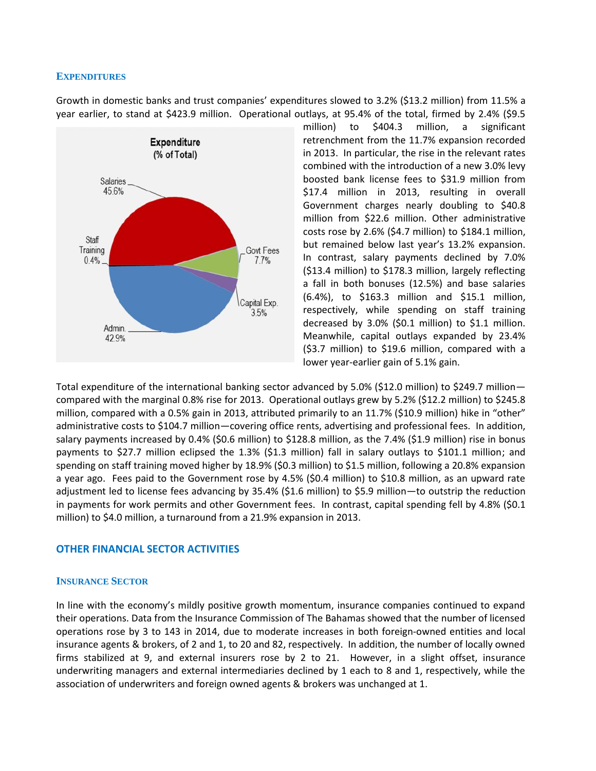### Expenditures

Growth in domestic banks and trust companies' expenditures slowed to 3.2% ($13.2 million) from 11.5% a year earlier, to stand at $423.9 million. Operational outlays, at 95.4% of the total, firmed by 2.4% ($9.5 million) to $404.3 million, a significant retrenchment from the 11.7% expansion recorded in 2013. In particular, the rise in the relevant rates combined with the introduction of a new 3.0% levy boosted bank license fees to $31.9 million from $17.4 million in 2013, resulting in overall Government charges nearly doubling to $40.8 million from $22.6 million. Other administrative costs rose by 2.6% ($4.7 million) to $184.1 million, but remained below last year's 13.2% expansion. In contrast, salary payments declined by 7.0% ($13.4 million) to $178.3 million, largely reflecting a fall in both bonuses (12.5%) and base salaries (6.4%), to $163.3 million and $15.1 million, respectively, while spending on staff training decreased by 3.0% ($0.1 million) to $1.1 million. Meanwhile, capital outlays expanded by 23.4% ($3.7 million) to $19.6 million, compared with a lower year-earlier gain of 5.1% gain.

**Expenditure (% of Total)**

| Category | % of Total |
|---|---|
| Salaries | 45.6% |
| Govt Fees | 7.7% |
| Capital Exp. | 3.5% |
| Admin. | 42.9% |
| Staff Training | 0.4% |

Total expenditure of the international banking sector advanced by 5.0% ($12.0 million) to $249.7 million—compared with the marginal 0.8% rise for 2013. Operational outlays grew by 5.2% ($12.2 million) to $245.8 million, compared with a 0.5% gain in 2013, attributed primarily to an 11.7% ($10.9 million) hike in "other" administrative costs to $104.7 million—covering office rents, advertising and professional fees. In addition, salary payments increased by 0.4% ($0.6 million) to $128.8 million, as the 7.4% ($1.9 million) rise in bonus payments to $27.7 million eclipsed the 1.3% ($1.3 million) fall in salary outlays to $101.1 million; and spending on staff training moved higher by 18.9% ($0.3 million) to $1.5 million, following a 20.8% expansion a year ago. Fees paid to the Government rose by 4.5% ($0.4 million) to $10.8 million, as an upward rate adjustment led to license fees advancing by 35.4% ($1.6 million) to $5.9 million—to outstrip the reduction in payments for work permits and other Government fees. In contrast, capital spending fell by 4.8% ($0.1 million) to $4.0 million, a turnaround from a 21.9% expansion in 2013.

## OTHER FINANCIAL SECTOR ACTIVITIES

### Insurance Sector

In line with the economy's mildly positive growth momentum, insurance companies continued to expand their operations. Data from the Insurance Commission of The Bahamas showed that the number of licensed operations rose by 3 to 143 in 2014, due to moderate increases in both foreign-owned entities and local insurance agents & brokers, of 2 and 1, to 20 and 82, respectively. In addition, the number of locally owned firms stabilized at 9, and external insurers rose by 2 to 21. However, in a slight offset, insurance underwriting managers and external intermediaries declined by 1 each to 8 and 1, respectively, while the association of underwriters and foreign owned agents & brokers was unchanged at 1.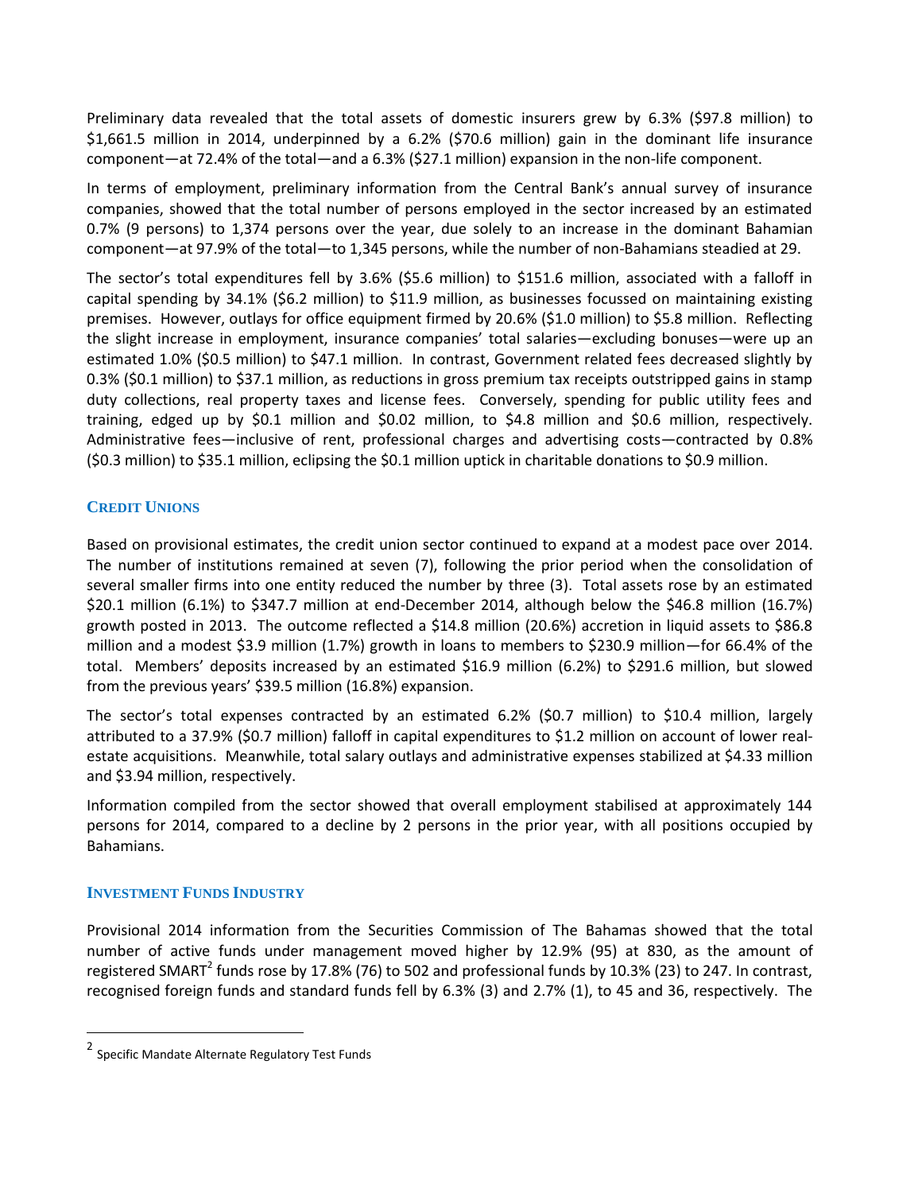Preliminary data revealed that the total assets of domestic insurers grew by 6.3% ($97.8 million) to $1,661.5 million in 2014, underpinned by a 6.2% ($70.6 million) gain in the dominant life insurance component—at 72.4% of the total—and a 6.3% ($27.1 million) expansion in the non-life component.

In terms of employment, preliminary information from the Central Bank's annual survey of insurance companies, showed that the total number of persons employed in the sector increased by an estimated 0.7% (9 persons) to 1,374 persons over the year, due solely to an increase in the dominant Bahamian component—at 97.9% of the total—to 1,345 persons, while the number of non-Bahamians steadied at 29.

The sector's total expenditures fell by 3.6% ($5.6 million) to $151.6 million, associated with a falloff in capital spending by 34.1% ($6.2 million) to $11.9 million, as businesses focussed on maintaining existing premises. However, outlays for office equipment firmed by 20.6% ($1.0 million) to $5.8 million. Reflecting the slight increase in employment, insurance companies' total salaries—excluding bonuses—were up an estimated 1.0% ($0.5 million) to $47.1 million. In contrast, Government related fees decreased slightly by 0.3% ($0.1 million) to $37.1 million, as reductions in gross premium tax receipts outstripped gains in stamp duty collections, real property taxes and license fees. Conversely, spending for public utility fees and training, edged up by $0.1 million and $0.02 million, to $4.8 million and $0.6 million, respectively. Administrative fees—inclusive of rent, professional charges and advertising costs—contracted by 0.8% ($0.3 million) to $35.1 million, eclipsing the $0.1 million uptick in charitable donations to $0.9 million.

## CREDIT UNIONS

Based on provisional estimates, the credit union sector continued to expand at a modest pace over 2014. The number of institutions remained at seven (7), following the prior period when the consolidation of several smaller firms into one entity reduced the number by three (3). Total assets rose by an estimated $20.1 million (6.1%) to $347.7 million at end-December 2014, although below the $46.8 million (16.7%) growth posted in 2013. The outcome reflected a $14.8 million (20.6%) accretion in liquid assets to $86.8 million and a modest $3.9 million (1.7%) growth in loans to members to $230.9 million—for 66.4% of the total. Members' deposits increased by an estimated $16.9 million (6.2%) to $291.6 million, but slowed from the previous years' $39.5 million (16.8%) expansion.

The sector's total expenses contracted by an estimated 6.2% ($0.7 million) to $10.4 million, largely attributed to a 37.9% ($0.7 million) falloff in capital expenditures to $1.2 million on account of lower real-estate acquisitions. Meanwhile, total salary outlays and administrative expenses stabilized at $4.33 million and $3.94 million, respectively.

Information compiled from the sector showed that overall employment stabilised at approximately 144 persons for 2014, compared to a decline by 2 persons in the prior year, with all positions occupied by Bahamians.

## INVESTMENT FUNDS INDUSTRY

Provisional 2014 information from the Securities Commission of The Bahamas showed that the total number of active funds under management moved higher by 12.9% (95) at 830, as the amount of registered SMART[2] funds rose by 17.8% (76) to 502 and professional funds by 10.3% (23) to 247. In contrast, recognised foreign funds and standard funds fell by 6.3% (3) and 2.7% (1), to 45 and 36, respectively. The

[2] Specific Mandate Alternate Regulatory Test Funds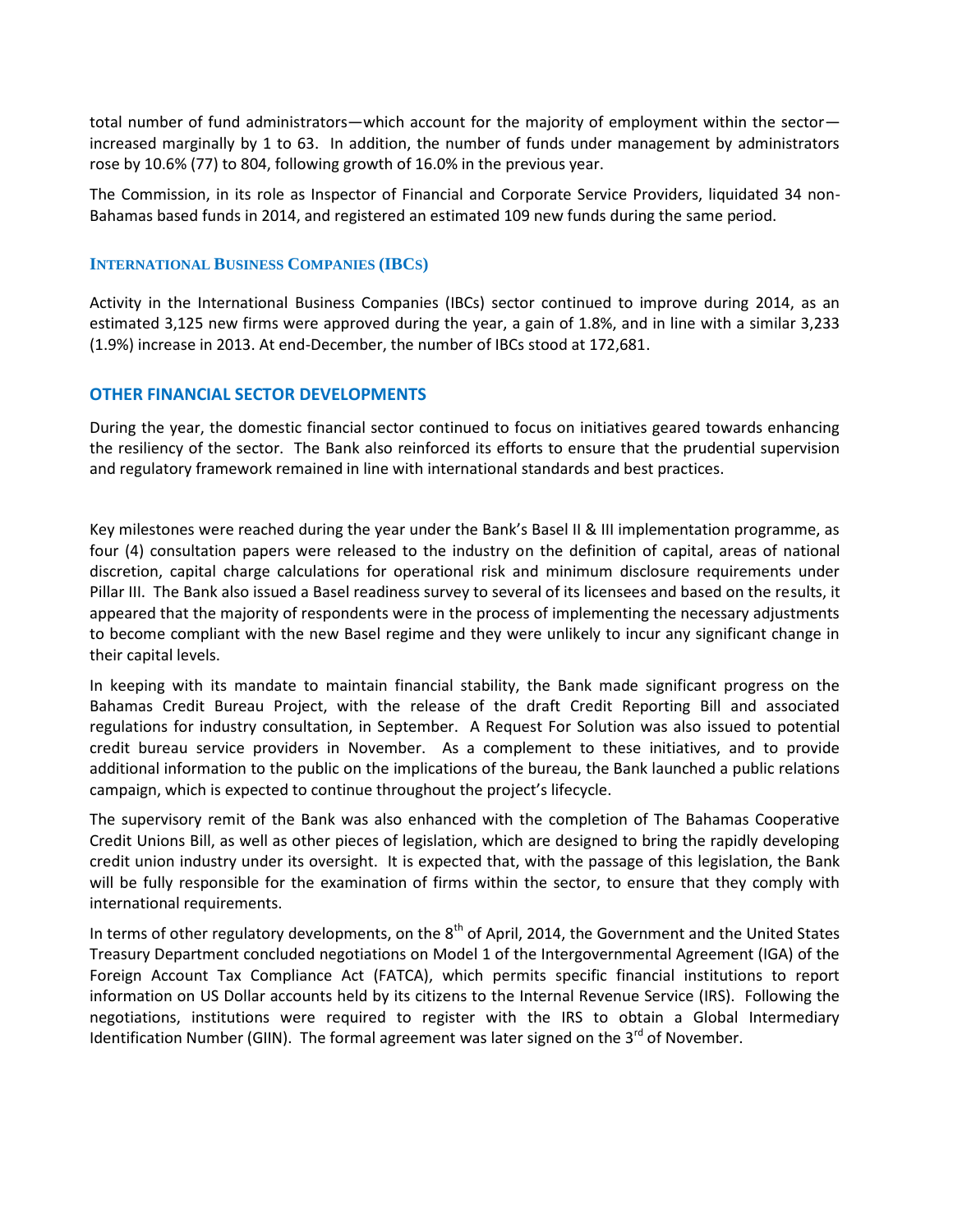total number of fund administrators—which account for the majority of employment within the sector—increased marginally by 1 to 63. In addition, the number of funds under management by administrators rose by 10.6% (77) to 804, following growth of 16.0% in the previous year.

The Commission, in its role as Inspector of Financial and Corporate Service Providers, liquidated 34 non-Bahamas based funds in 2014, and registered an estimated 109 new funds during the same period.

### International Business Companies (IBCs)

Activity in the International Business Companies (IBCs) sector continued to improve during 2014, as an estimated 3,125 new firms were approved during the year, a gain of 1.8%, and in line with a similar 3,233 (1.9%) increase in 2013. At end-December, the number of IBCs stood at 172,681.

## OTHER FINANCIAL SECTOR DEVELOPMENTS

During the year, the domestic financial sector continued to focus on initiatives geared towards enhancing the resiliency of the sector. The Bank also reinforced its efforts to ensure that the prudential supervision and regulatory framework remained in line with international standards and best practices.

Key milestones were reached during the year under the Bank's Basel II & III implementation programme, as four (4) consultation papers were released to the industry on the definition of capital, areas of national discretion, capital charge calculations for operational risk and minimum disclosure requirements under Pillar III. The Bank also issued a Basel readiness survey to several of its licensees and based on the results, it appeared that the majority of respondents were in the process of implementing the necessary adjustments to become compliant with the new Basel regime and they were unlikely to incur any significant change in their capital levels.

In keeping with its mandate to maintain financial stability, the Bank made significant progress on the Bahamas Credit Bureau Project, with the release of the draft Credit Reporting Bill and associated regulations for industry consultation, in September. A Request For Solution was also issued to potential credit bureau service providers in November. As a complement to these initiatives, and to provide additional information to the public on the implications of the bureau, the Bank launched a public relations campaign, which is expected to continue throughout the project's lifecycle.

The supervisory remit of the Bank was also enhanced with the completion of The Bahamas Cooperative Credit Unions Bill, as well as other pieces of legislation, which are designed to bring the rapidly developing credit union industry under its oversight. It is expected that, with the passage of this legislation, the Bank will be fully responsible for the examination of firms within the sector, to ensure that they comply with international requirements.

In terms of other regulatory developments, on the 8th of April, 2014, the Government and the United States Treasury Department concluded negotiations on Model 1 of the Intergovernmental Agreement (IGA) of the Foreign Account Tax Compliance Act (FATCA), which permits specific financial institutions to report information on US Dollar accounts held by its citizens to the Internal Revenue Service (IRS). Following the negotiations, institutions were required to register with the IRS to obtain a Global Intermediary Identification Number (GIIN). The formal agreement was later signed on the 3rd of November.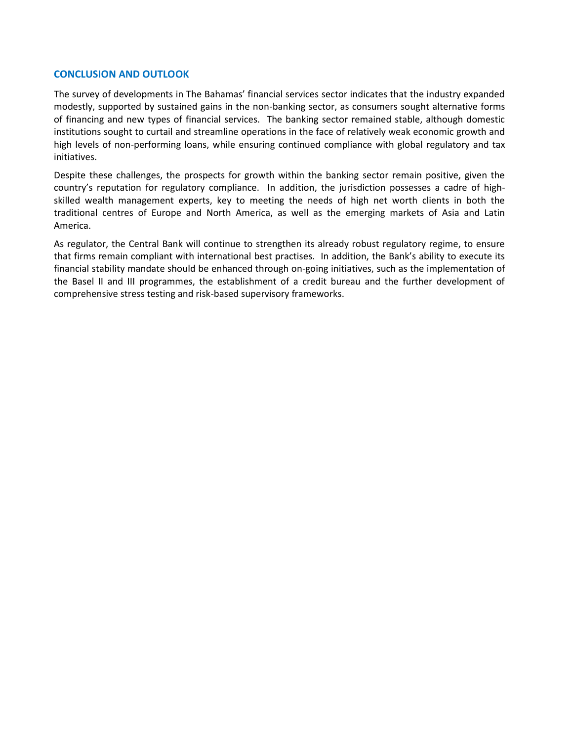## CONCLUSION AND OUTLOOK

The survey of developments in The Bahamas' financial services sector indicates that the industry expanded modestly, supported by sustained gains in the non-banking sector, as consumers sought alternative forms of financing and new types of financial services. The banking sector remained stable, although domestic institutions sought to curtail and streamline operations in the face of relatively weak economic growth and high levels of non-performing loans, while ensuring continued compliance with global regulatory and tax initiatives.

Despite these challenges, the prospects for growth within the banking sector remain positive, given the country's reputation for regulatory compliance. In addition, the jurisdiction possesses a cadre of high-skilled wealth management experts, key to meeting the needs of high net worth clients in both the traditional centres of Europe and North America, as well as the emerging markets of Asia and Latin America.

As regulator, the Central Bank will continue to strengthen its already robust regulatory regime, to ensure that firms remain compliant with international best practises. In addition, the Bank's ability to execute its financial stability mandate should be enhanced through on-going initiatives, such as the implementation of the Basel II and III programmes, the establishment of a credit bureau and the further development of comprehensive stress testing and risk-based supervisory frameworks.